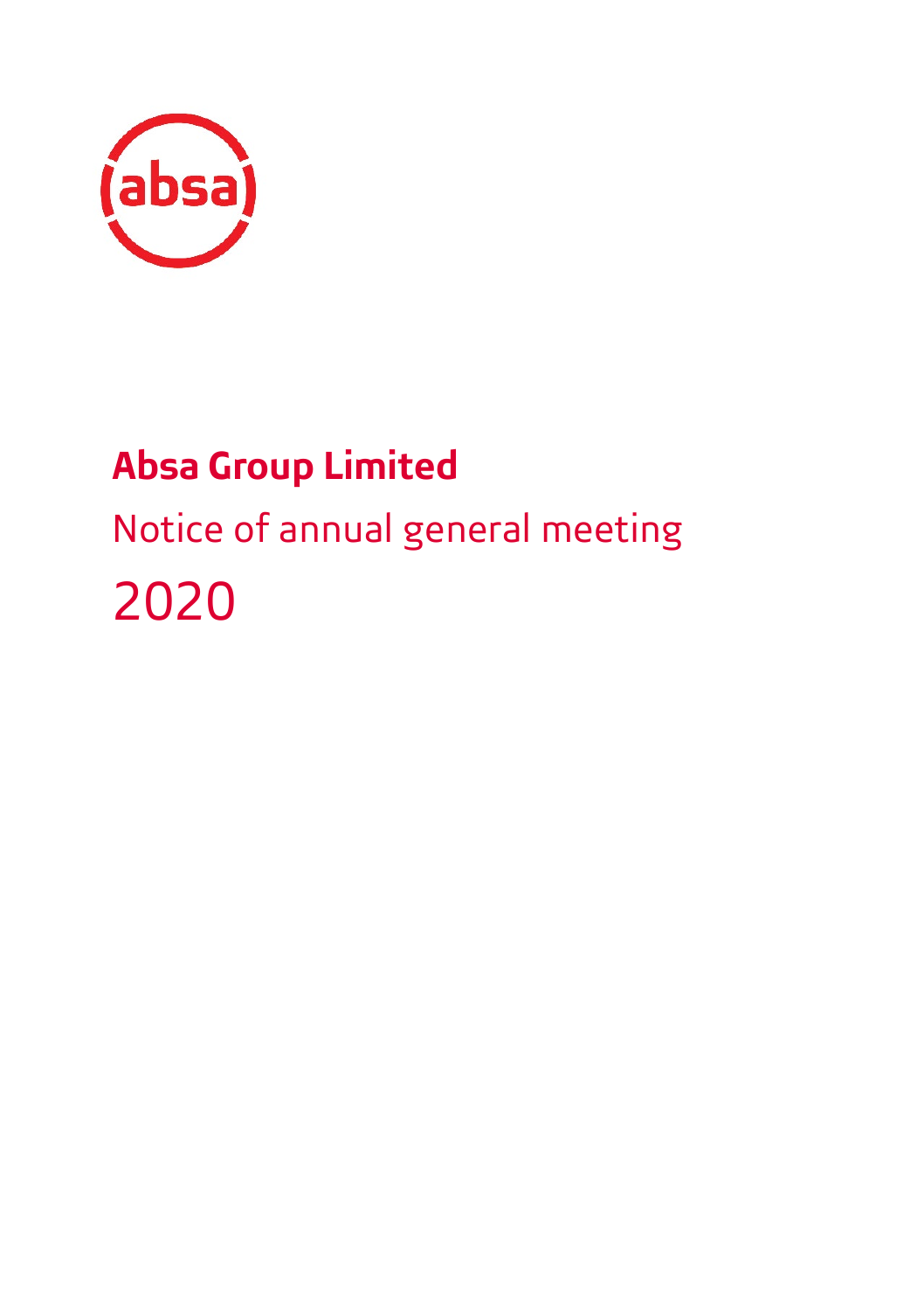# Absa Group Limited

## Notice of annual general meeting

## 2020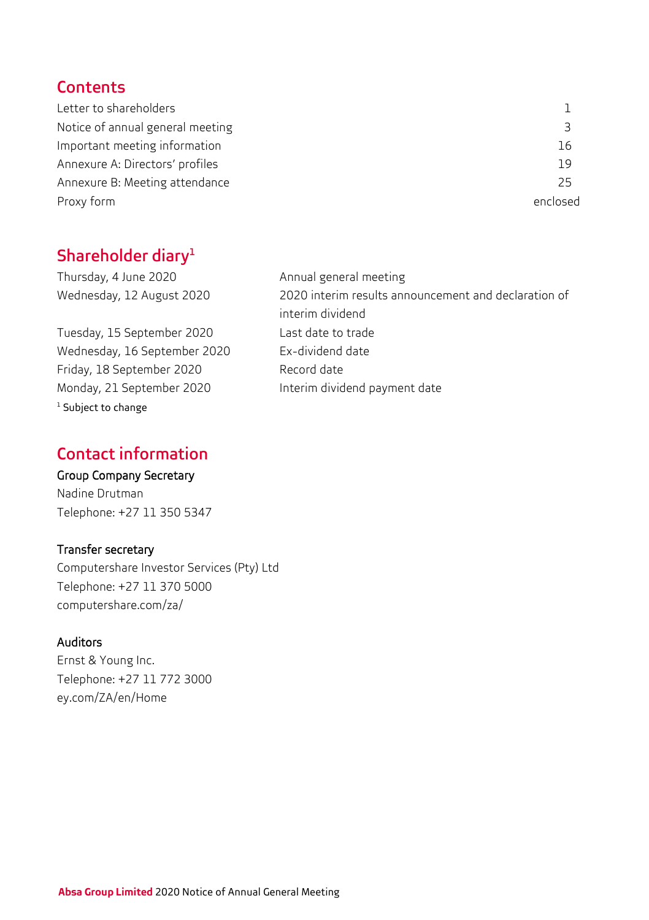## Contents

| | |
|---|---|
| Letter to shareholders | 1 |
| Notice of annual general meeting | 3 |
| Important meeting information | 16 |
| Annexure A: Directors' profiles | 19 |
| Annexure B: Meeting attendance | 25 |
| Proxy form | enclosed |

## Shareholder diary[1]

| | |
|---|---|
| Thursday, 4 June 2020 | Annual general meeting |
| Wednesday, 12 August 2020 | 2020 interim results announcement and declaration of interim dividend |
| Tuesday, 15 September 2020 | Last date to trade |
| Wednesday, 16 September 2020 | Ex-dividend date |
| Friday, 18 September 2020 | Record date |
| Monday, 21 September 2020 | Interim dividend payment date |

[1] Subject to change

## Contact information

**Group Company Secretary**
Nadine Drutman
Telephone: +27 11 350 5347

**Transfer secretary**
Computershare Investor Services (Pty) Ltd
Telephone: +27 11 370 5000
computershare.com/za/

**Auditors**
Ernst & Young Inc.
Telephone: +27 11 772 3000
ey.com/ZA/en/Home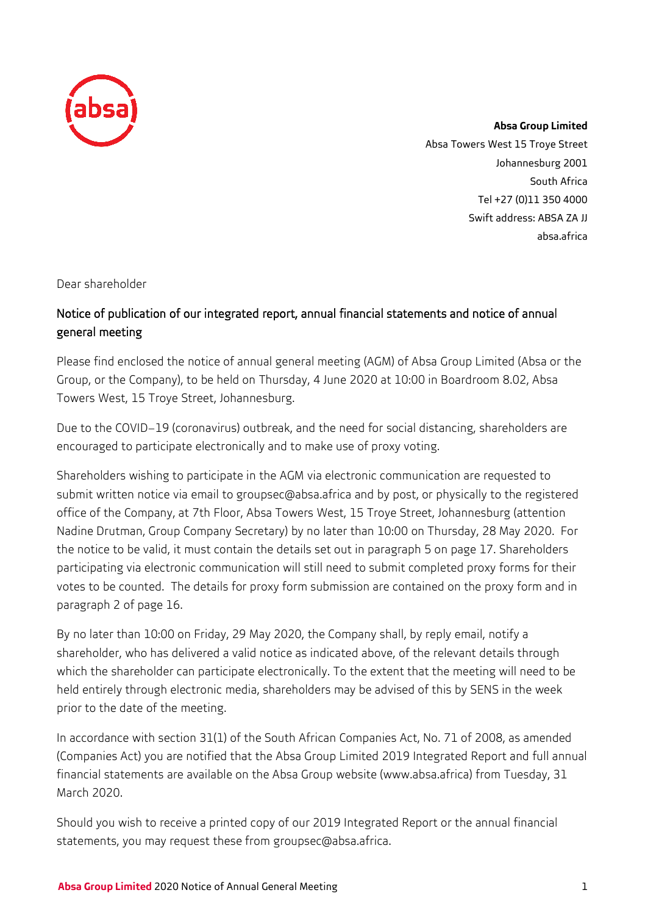**Absa Group Limited**
Absa Towers West 15 Troye Street
Johannesburg 2001
South Africa
Tel +27 (0)11 350 4000
Swift address: ABSA ZA JJ
absa.africa

Dear shareholder

## Notice of publication of our integrated report, annual financial statements and notice of annual general meeting

Please find enclosed the notice of annual general meeting (AGM) of Absa Group Limited (Absa or the Group, or the Company), to be held on Thursday, 4 June 2020 at 10:00 in Boardroom 8.02, Absa Towers West, 15 Troye Street, Johannesburg.

Due to the COVID–19 (coronavirus) outbreak, and the need for social distancing, shareholders are encouraged to participate electronically and to make use of proxy voting.

Shareholders wishing to participate in the AGM via electronic communication are requested to submit written notice via email to groupsec@absa.africa and by post, or physically to the registered office of the Company, at 7th Floor, Absa Towers West, 15 Troye Street, Johannesburg (attention Nadine Drutman, Group Company Secretary) by no later than 10:00 on Thursday, 28 May 2020. For the notice to be valid, it must contain the details set out in paragraph 5 on page 17. Shareholders participating via electronic communication will still need to submit completed proxy forms for their votes to be counted. The details for proxy form submission are contained on the proxy form and in paragraph 2 of page 16.

By no later than 10:00 on Friday, 29 May 2020, the Company shall, by reply email, notify a shareholder, who has delivered a valid notice as indicated above, of the relevant details through which the shareholder can participate electronically. To the extent that the meeting will need to be held entirely through electronic media, shareholders may be advised of this by SENS in the week prior to the date of the meeting.

In accordance with section 31(1) of the South African Companies Act, No. 71 of 2008, as amended (Companies Act) you are notified that the Absa Group Limited 2019 Integrated Report and full annual financial statements are available on the Absa Group website (www.absa.africa) from Tuesday, 31 March 2020.

Should you wish to receive a printed copy of our 2019 Integrated Report or the annual financial statements, you may request these from groupsec@absa.africa.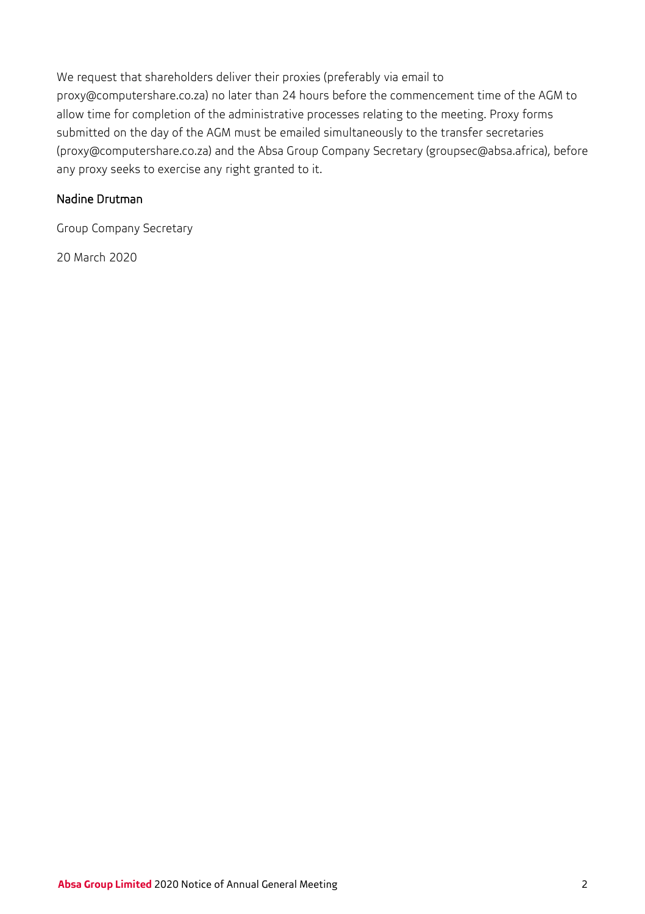We request that shareholders deliver their proxies (preferably via email to proxy@computershare.co.za) no later than 24 hours before the commencement time of the AGM to allow time for completion of the administrative processes relating to the meeting. Proxy forms submitted on the day of the AGM must be emailed simultaneously to the transfer secretaries (proxy@computershare.co.za) and the Absa Group Company Secretary (groupsec@absa.africa), before any proxy seeks to exercise any right granted to it.

Nadine Drutman

Group Company Secretary

20 March 2020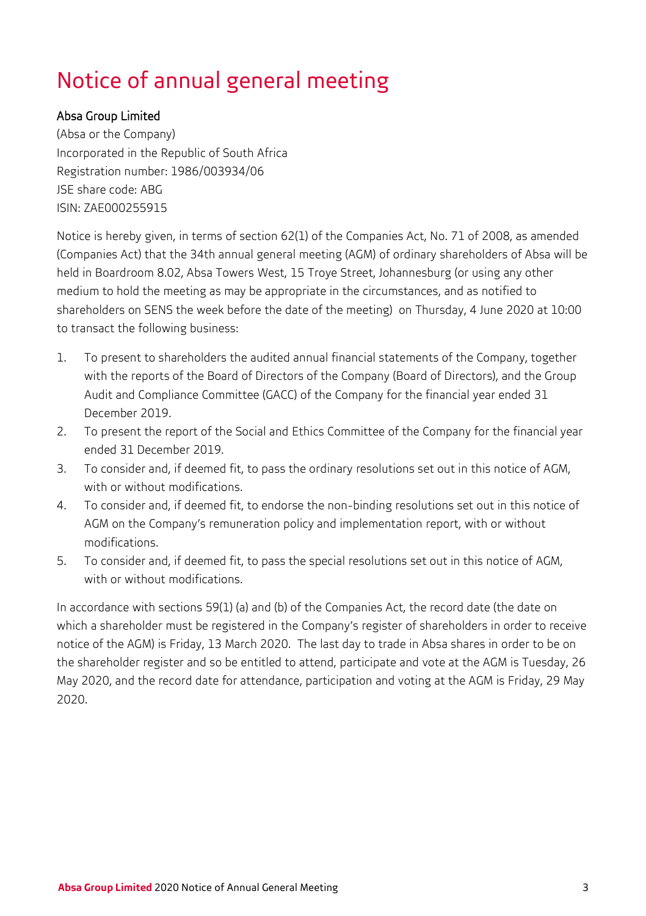# Notice of annual general meeting

**Absa Group Limited**

(Absa or the Company)
Incorporated in the Republic of South Africa
Registration number: 1986/003934/06
JSE share code: ABG
ISIN: ZAE000255915

Notice is hereby given, in terms of section 62(1) of the Companies Act, No. 71 of 2008, as amended (Companies Act) that the 34th annual general meeting (AGM) of ordinary shareholders of Absa will be held in Boardroom 8.02, Absa Towers West, 15 Troye Street, Johannesburg (or using any other medium to hold the meeting as may be appropriate in the circumstances, and as notified to shareholders on SENS the week before the date of the meeting) on Thursday, 4 June 2020 at 10:00 to transact the following business:

1. To present to shareholders the audited annual financial statements of the Company, together with the reports of the Board of Directors of the Company (Board of Directors), and the Group Audit and Compliance Committee (GACC) of the Company for the financial year ended 31 December 2019.
2. To present the report of the Social and Ethics Committee of the Company for the financial year ended 31 December 2019.
3. To consider and, if deemed fit, to pass the ordinary resolutions set out in this notice of AGM, with or without modifications.
4. To consider and, if deemed fit, to endorse the non-binding resolutions set out in this notice of AGM on the Company's remuneration policy and implementation report, with or without modifications.
5. To consider and, if deemed fit, to pass the special resolutions set out in this notice of AGM, with or without modifications.

In accordance with sections 59(1) (a) and (b) of the Companies Act, the record date (the date on which a shareholder must be registered in the Company's register of shareholders in order to receive notice of the AGM) is Friday, 13 March 2020. The last day to trade in Absa shares in order to be on the shareholder register and so be entitled to attend, participate and vote at the AGM is Tuesday, 26 May 2020, and the record date for attendance, participation and voting at the AGM is Friday, 29 May 2020.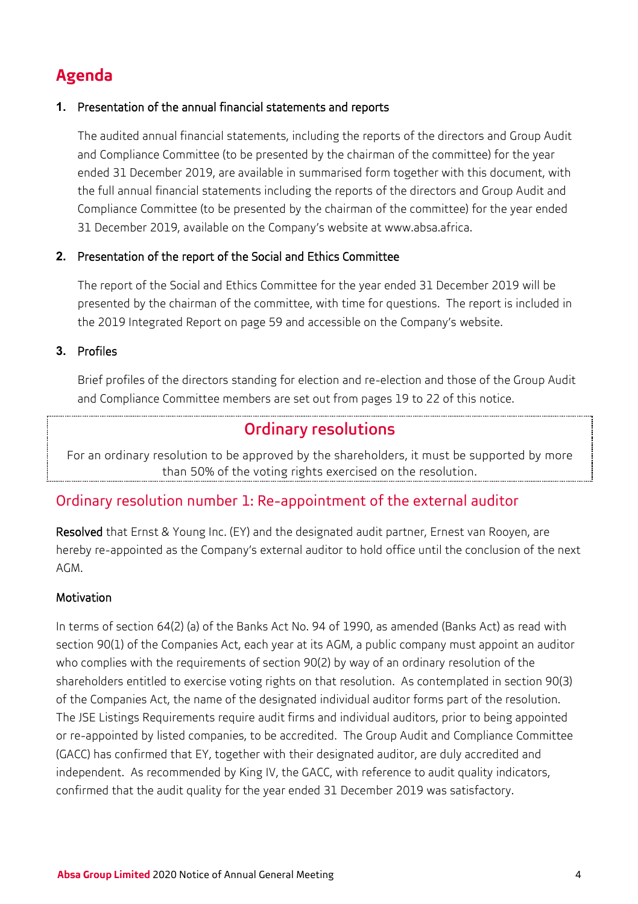# Agenda

### 1. Presentation of the annual financial statements and reports

The audited annual financial statements, including the reports of the directors and Group Audit and Compliance Committee (to be presented by the chairman of the committee) for the year ended 31 December 2019, are available in summarised form together with this document, with the full annual financial statements including the reports of the directors and Group Audit and Compliance Committee (to be presented by the chairman of the committee) for the year ended 31 December 2019, available on the Company's website at www.absa.africa.

### 2. Presentation of the report of the Social and Ethics Committee

The report of the Social and Ethics Committee for the year ended 31 December 2019 will be presented by the chairman of the committee, with time for questions. The report is included in the 2019 Integrated Report on page 59 and accessible on the Company's website.

### 3. Profiles

Brief profiles of the directors standing for election and re-election and those of the Group Audit and Compliance Committee members are set out from pages 19 to 22 of this notice.

## Ordinary resolutions

For an ordinary resolution to be approved by the shareholders, it must be supported by more than 50% of the voting rights exercised on the resolution.

## Ordinary resolution number 1: Re-appointment of the external auditor

**Resolved** that Ernst & Young Inc. (EY) and the designated audit partner, Ernest van Rooyen, are hereby re-appointed as the Company's external auditor to hold office until the conclusion of the next AGM.

### Motivation

In terms of section 64(2) (a) of the Banks Act No. 94 of 1990, as amended (Banks Act) as read with section 90(1) of the Companies Act, each year at its AGM, a public company must appoint an auditor who complies with the requirements of section 90(2) by way of an ordinary resolution of the shareholders entitled to exercise voting rights on that resolution. As contemplated in section 90(3) of the Companies Act, the name of the designated individual auditor forms part of the resolution. The JSE Listings Requirements require audit firms and individual auditors, prior to being appointed or re-appointed by listed companies, to be accredited. The Group Audit and Compliance Committee (GACC) has confirmed that EY, together with their designated auditor, are duly accredited and independent. As recommended by King IV, the GACC, with reference to audit quality indicators, confirmed that the audit quality for the year ended 31 December 2019 was satisfactory.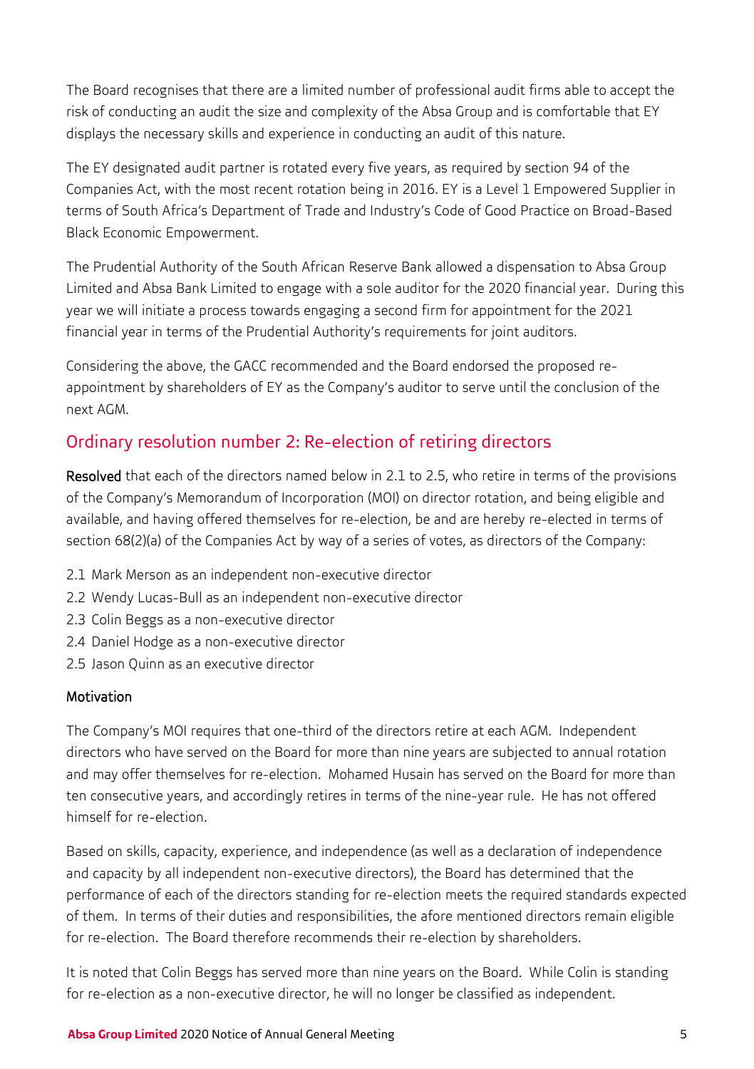The Board recognises that there are a limited number of professional audit firms able to accept the risk of conducting an audit the size and complexity of the Absa Group and is comfortable that EY displays the necessary skills and experience in conducting an audit of this nature.

The EY designated audit partner is rotated every five years, as required by section 94 of the Companies Act, with the most recent rotation being in 2016. EY is a Level 1 Empowered Supplier in terms of South Africa's Department of Trade and Industry's Code of Good Practice on Broad-Based Black Economic Empowerment.

The Prudential Authority of the South African Reserve Bank allowed a dispensation to Absa Group Limited and Absa Bank Limited to engage with a sole auditor for the 2020 financial year. During this year we will initiate a process towards engaging a second firm for appointment for the 2021 financial year in terms of the Prudential Authority's requirements for joint auditors.

Considering the above, the GACC recommended and the Board endorsed the proposed re-appointment by shareholders of EY as the Company's auditor to serve until the conclusion of the next AGM.

## Ordinary resolution number 2: Re-election of retiring directors

**Resolved** that each of the directors named below in 2.1 to 2.5, who retire in terms of the provisions of the Company's Memorandum of Incorporation (MOI) on director rotation, and being eligible and available, and having offered themselves for re-election, be and are hereby re-elected in terms of section 68(2)(a) of the Companies Act by way of a series of votes, as directors of the Company:

2.1 Mark Merson as an independent non-executive director
2.2 Wendy Lucas-Bull as an independent non-executive director
2.3 Colin Beggs as a non-executive director
2.4 Daniel Hodge as a non-executive director
2.5 Jason Quinn as an executive director

### Motivation

The Company's MOI requires that one-third of the directors retire at each AGM. Independent directors who have served on the Board for more than nine years are subjected to annual rotation and may offer themselves for re-election. Mohamed Husain has served on the Board for more than ten consecutive years, and accordingly retires in terms of the nine-year rule. He has not offered himself for re-election.

Based on skills, capacity, experience, and independence (as well as a declaration of independence and capacity by all independent non-executive directors), the Board has determined that the performance of each of the directors standing for re-election meets the required standards expected of them. In terms of their duties and responsibilities, the afore mentioned directors remain eligible for re-election. The Board therefore recommends their re-election by shareholders.

It is noted that Colin Beggs has served more than nine years on the Board. While Colin is standing for re-election as a non-executive director, he will no longer be classified as independent.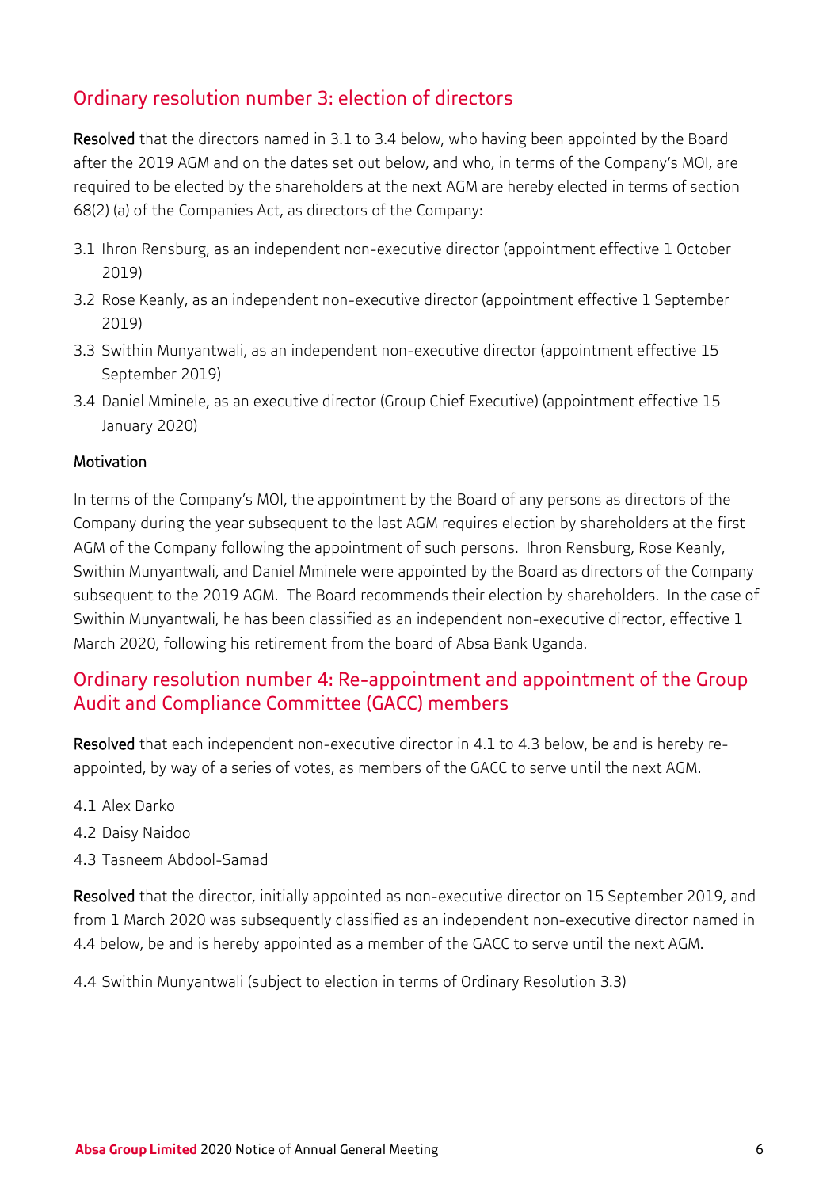## Ordinary resolution number 3: election of directors

**Resolved** that the directors named in 3.1 to 3.4 below, who having been appointed by the Board after the 2019 AGM and on the dates set out below, and who, in terms of the Company's MOI, are required to be elected by the shareholders at the next AGM are hereby elected in terms of section 68(2) (a) of the Companies Act, as directors of the Company:

3.1 Ihron Rensburg, as an independent non-executive director (appointment effective 1 October 2019)

3.2 Rose Keanly, as an independent non-executive director (appointment effective 1 September 2019)

3.3 Swithin Munyantwali, as an independent non-executive director (appointment effective 15 September 2019)

3.4 Daniel Mminele, as an executive director (Group Chief Executive) (appointment effective 15 January 2020)

### Motivation

In terms of the Company's MOI, the appointment by the Board of any persons as directors of the Company during the year subsequent to the last AGM requires election by shareholders at the first AGM of the Company following the appointment of such persons. Ihron Rensburg, Rose Keanly, Swithin Munyantwali, and Daniel Mminele were appointed by the Board as directors of the Company subsequent to the 2019 AGM. The Board recommends their election by shareholders. In the case of Swithin Munyantwali, he has been classified as an independent non-executive director, effective 1 March 2020, following his retirement from the board of Absa Bank Uganda.

## Ordinary resolution number 4: Re-appointment and appointment of the Group Audit and Compliance Committee (GACC) members

**Resolved** that each independent non-executive director in 4.1 to 4.3 below, be and is hereby re-appointed, by way of a series of votes, as members of the GACC to serve until the next AGM.

4.1 Alex Darko

4.2 Daisy Naidoo

4.3 Tasneem Abdool-Samad

**Resolved** that the director, initially appointed as non-executive director on 15 September 2019, and from 1 March 2020 was subsequently classified as an independent non-executive director named in 4.4 below, be and is hereby appointed as a member of the GACC to serve until the next AGM.

4.4 Swithin Munyantwali (subject to election in terms of Ordinary Resolution 3.3)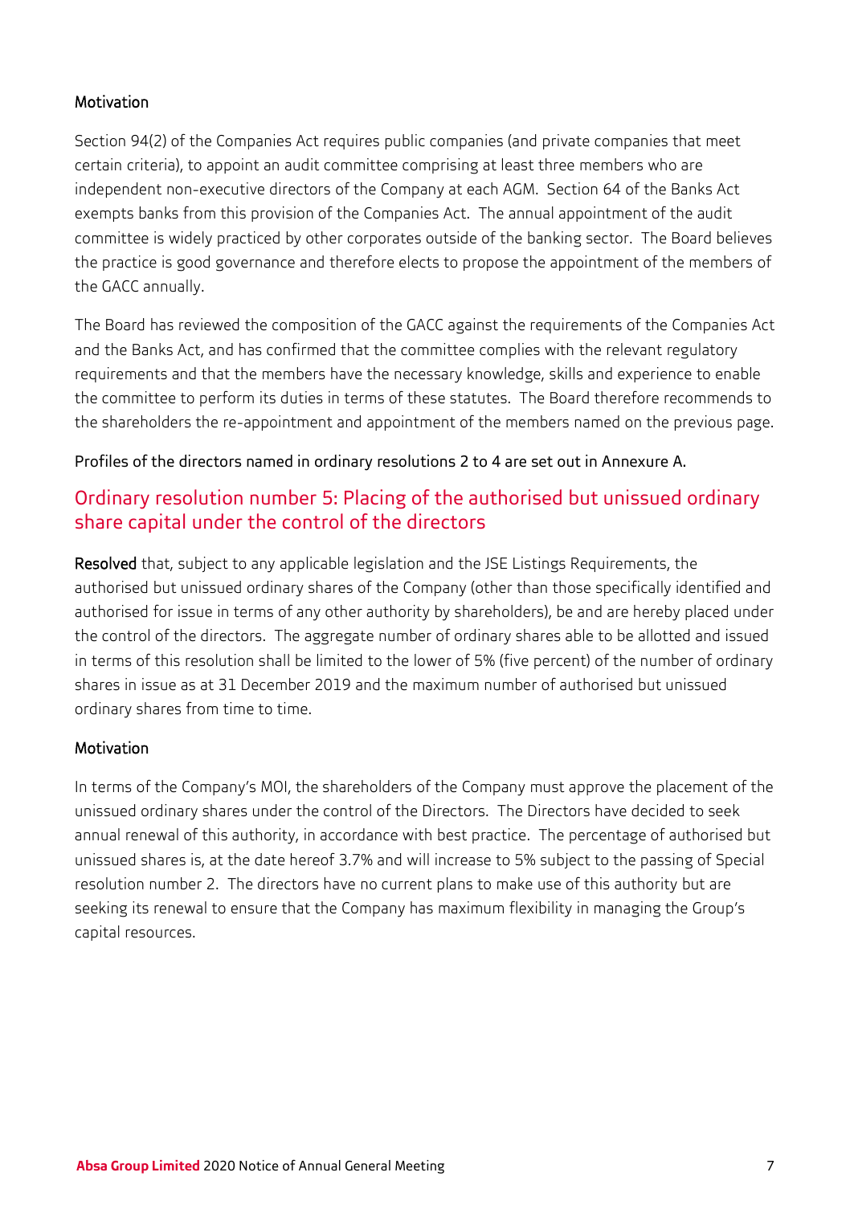### Motivation

Section 94(2) of the Companies Act requires public companies (and private companies that meet certain criteria), to appoint an audit committee comprising at least three members who are independent non-executive directors of the Company at each AGM. Section 64 of the Banks Act exempts banks from this provision of the Companies Act. The annual appointment of the audit committee is widely practiced by other corporates outside of the banking sector. The Board believes the practice is good governance and therefore elects to propose the appointment of the members of the GACC annually.

The Board has reviewed the composition of the GACC against the requirements of the Companies Act and the Banks Act, and has confirmed that the committee complies with the relevant regulatory requirements and that the members have the necessary knowledge, skills and experience to enable the committee to perform its duties in terms of these statutes. The Board therefore recommends to the shareholders the re-appointment and appointment of the members named on the previous page.

Profiles of the directors named in ordinary resolutions 2 to 4 are set out in Annexure A.

## Ordinary resolution number 5: Placing of the authorised but unissued ordinary share capital under the control of the directors

**Resolved** that, subject to any applicable legislation and the JSE Listings Requirements, the authorised but unissued ordinary shares of the Company (other than those specifically identified and authorised for issue in terms of any other authority by shareholders), be and are hereby placed under the control of the directors. The aggregate number of ordinary shares able to be allotted and issued in terms of this resolution shall be limited to the lower of 5% (five percent) of the number of ordinary shares in issue as at 31 December 2019 and the maximum number of authorised but unissued ordinary shares from time to time.

### Motivation

In terms of the Company's MOI, the shareholders of the Company must approve the placement of the unissued ordinary shares under the control of the Directors. The Directors have decided to seek annual renewal of this authority, in accordance with best practice. The percentage of authorised but unissued shares is, at the date hereof 3.7% and will increase to 5% subject to the passing of Special resolution number 2. The directors have no current plans to make use of this authority but are seeking its renewal to ensure that the Company has maximum flexibility in managing the Group's capital resources.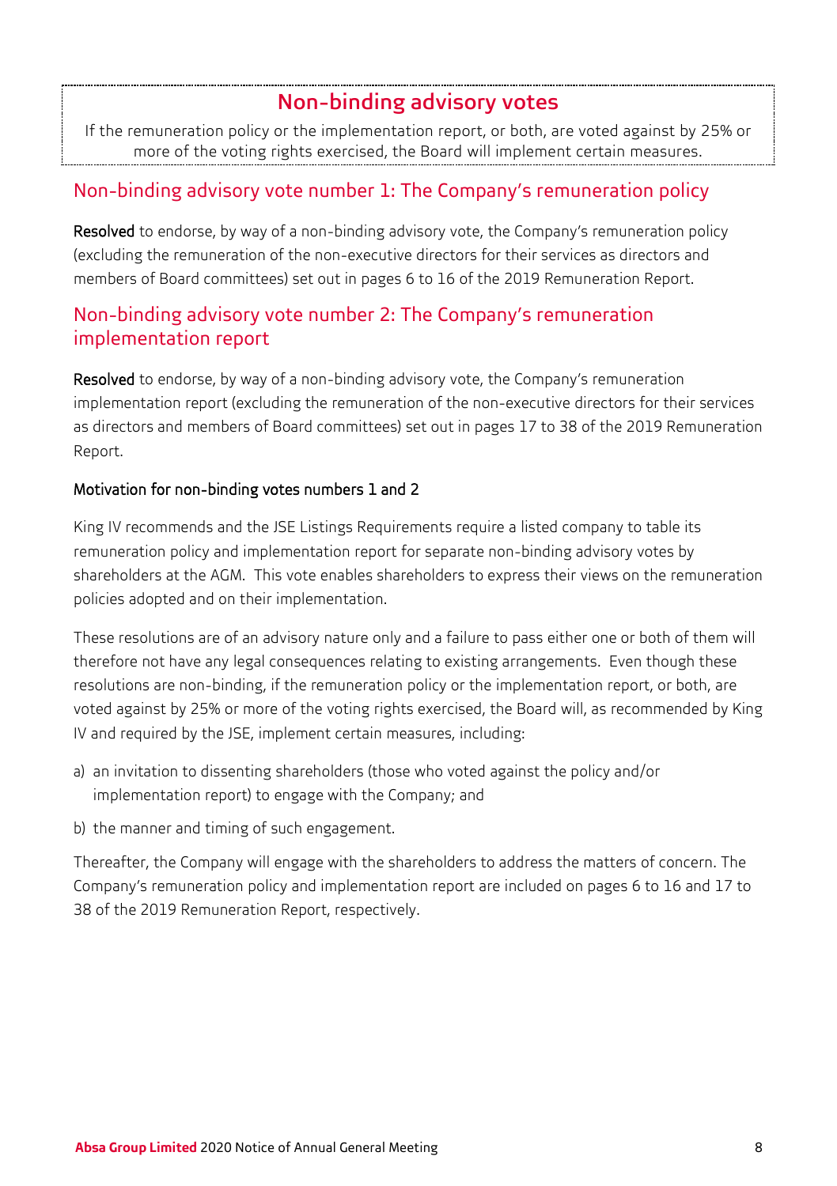## Non-binding advisory votes

If the remuneration policy or the implementation report, or both, are voted against by 25% or more of the voting rights exercised, the Board will implement certain measures.

### Non-binding advisory vote number 1: The Company's remuneration policy

**Resolved** to endorse, by way of a non-binding advisory vote, the Company's remuneration policy (excluding the remuneration of the non-executive directors for their services as directors and members of Board committees) set out in pages 6 to 16 of the 2019 Remuneration Report.

### Non-binding advisory vote number 2: The Company's remuneration implementation report

**Resolved** to endorse, by way of a non-binding advisory vote, the Company's remuneration implementation report (excluding the remuneration of the non-executive directors for their services as directors and members of Board committees) set out in pages 17 to 38 of the 2019 Remuneration Report.

#### Motivation for non-binding votes numbers 1 and 2

King IV recommends and the JSE Listings Requirements require a listed company to table its remuneration policy and implementation report for separate non-binding advisory votes by shareholders at the AGM. This vote enables shareholders to express their views on the remuneration policies adopted and on their implementation.

These resolutions are of an advisory nature only and a failure to pass either one or both of them will therefore not have any legal consequences relating to existing arrangements. Even though these resolutions are non-binding, if the remuneration policy or the implementation report, or both, are voted against by 25% or more of the voting rights exercised, the Board will, as recommended by King IV and required by the JSE, implement certain measures, including:

a) an invitation to dissenting shareholders (those who voted against the policy and/or implementation report) to engage with the Company; and

b) the manner and timing of such engagement.

Thereafter, the Company will engage with the shareholders to address the matters of concern. The Company's remuneration policy and implementation report are included on pages 6 to 16 and 17 to 38 of the 2019 Remuneration Report, respectively.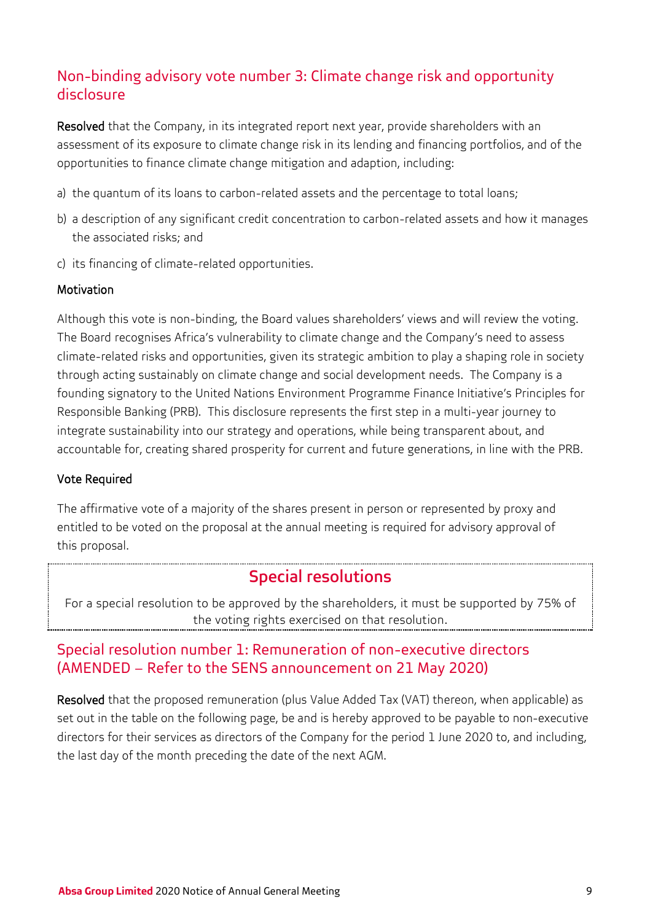## Non-binding advisory vote number 3: Climate change risk and opportunity disclosure

**Resolved** that the Company, in its integrated report next year, provide shareholders with an assessment of its exposure to climate change risk in its lending and financing portfolios, and of the opportunities to finance climate change mitigation and adaption, including:

a) the quantum of its loans to carbon-related assets and the percentage to total loans;

b) a description of any significant credit concentration to carbon-related assets and how it manages the associated risks; and

c) its financing of climate-related opportunities.

### Motivation

Although this vote is non-binding, the Board values shareholders' views and will review the voting. The Board recognises Africa's vulnerability to climate change and the Company's need to assess climate-related risks and opportunities, given its strategic ambition to play a shaping role in society through acting sustainably on climate change and social development needs. The Company is a founding signatory to the United Nations Environment Programme Finance Initiative's Principles for Responsible Banking (PRB). This disclosure represents the first step in a multi-year journey to integrate sustainability into our strategy and operations, while being transparent about, and accountable for, creating shared prosperity for current and future generations, in line with the PRB.

### Vote Required

The affirmative vote of a majority of the shares present in person or represented by proxy and entitled to be voted on the proposal at the annual meeting is required for advisory approval of this proposal.

# Special resolutions

For a special resolution to be approved by the shareholders, it must be supported by 75% of the voting rights exercised on that resolution.

## Special resolution number 1: Remuneration of non-executive directors (AMENDED – Refer to the SENS announcement on 21 May 2020)

**Resolved** that the proposed remuneration (plus Value Added Tax (VAT) thereon, when applicable) as set out in the table on the following page, be and is hereby approved to be payable to non-executive directors for their services as directors of the Company for the period 1 June 2020 to, and including, the last day of the month preceding the date of the next AGM.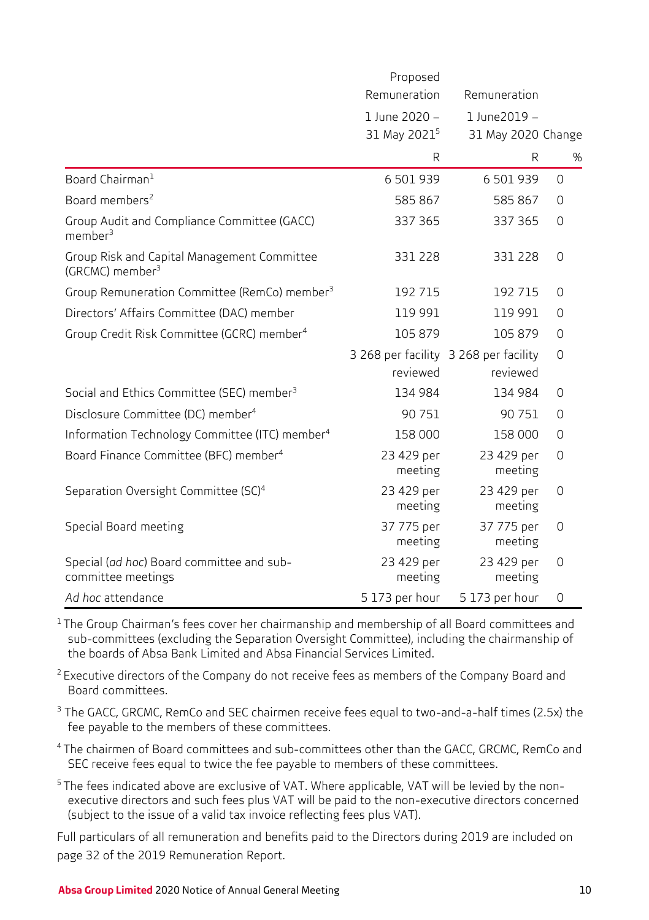| | Proposed Remuneration 1 June 2020 – 31 May 2021[5] | Remuneration 1 June2019 – 31 May 2020 | Change |
|---|---|---|---|
| | R | R | % |
| Board Chairman[1] | 6 501 939 | 6 501 939 | 0 |
| Board members[2] | 585 867 | 585 867 | 0 |
| Group Audit and Compliance Committee (GACC) member[3] | 337 365 | 337 365 | 0 |
| Group Risk and Capital Management Committee (GRCMC) member[3] | 331 228 | 331 228 | 0 |
| Group Remuneration Committee (RemCo) member[3] | 192 715 | 192 715 | 0 |
| Directors' Affairs Committee (DAC) member | 119 991 | 119 991 | 0 |
| Group Credit Risk Committee (GCRC) member[4] | 105 879 | 105 879 | 0 |
| | 3 268 per facility reviewed | 3 268 per facility reviewed | 0 |
| Social and Ethics Committee (SEC) member[3] | 134 984 | 134 984 | 0 |
| Disclosure Committee (DC) member[4] | 90 751 | 90 751 | 0 |
| Information Technology Committee (ITC) member[4] | 158 000 | 158 000 | 0 |
| Board Finance Committee (BFC) member[4] | 23 429 per meeting | 23 429 per meeting | 0 |
| Separation Oversight Committee (SC)[4] | 23 429 per meeting | 23 429 per meeting | 0 |
| Special Board meeting | 37 775 per meeting | 37 775 per meeting | 0 |
| Special (*ad hoc*) Board committee and sub-committee meetings | 23 429 per meeting | 23 429 per meeting | 0 |
| *Ad hoc* attendance | 5 173 per hour | 5 173 per hour | 0 |

[1] The Group Chairman's fees cover her chairmanship and membership of all Board committees and sub-committees (excluding the Separation Oversight Committee), including the chairmanship of the boards of Absa Bank Limited and Absa Financial Services Limited.

[2] Executive directors of the Company do not receive fees as members of the Company Board and Board committees.

[3] The GACC, GRCMC, RemCo and SEC chairmen receive fees equal to two-and-a-half times (2.5x) the fee payable to the members of these committees.

[4] The chairmen of Board committees and sub-committees other than the GACC, GRCMC, RemCo and SEC receive fees equal to twice the fee payable to members of these committees.

[5] The fees indicated above are exclusive of VAT. Where applicable, VAT will be levied by the non-executive directors and such fees plus VAT will be paid to the non-executive directors concerned (subject to the issue of a valid tax invoice reflecting fees plus VAT).

Full particulars of all remuneration and benefits paid to the Directors during 2019 are included on page 32 of the 2019 Remuneration Report.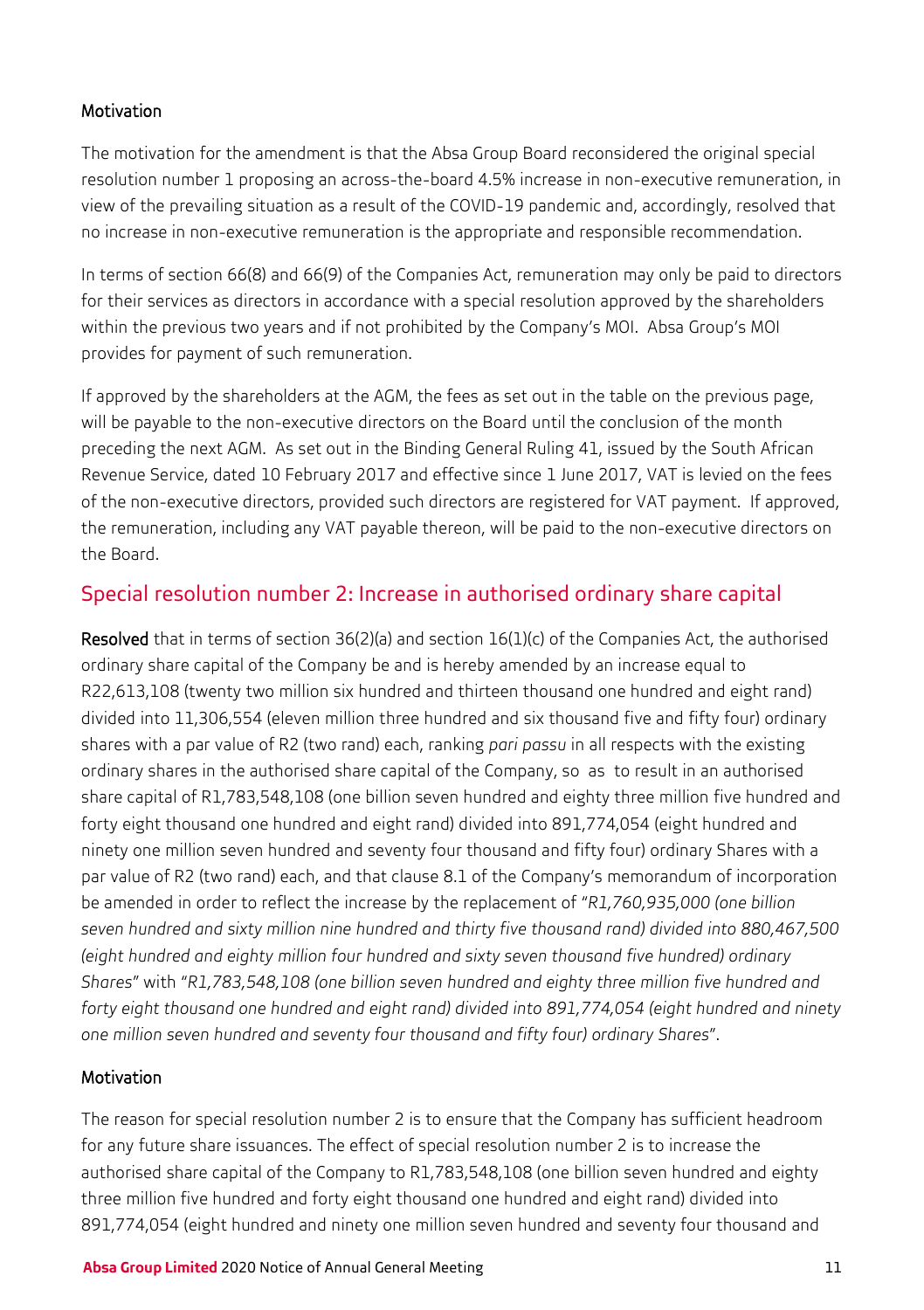### Motivation

The motivation for the amendment is that the Absa Group Board reconsidered the original special resolution number 1 proposing an across-the-board 4.5% increase in non-executive remuneration, in view of the prevailing situation as a result of the COVID-19 pandemic and, accordingly, resolved that no increase in non-executive remuneration is the appropriate and responsible recommendation.

In terms of section 66(8) and 66(9) of the Companies Act, remuneration may only be paid to directors for their services as directors in accordance with a special resolution approved by the shareholders within the previous two years and if not prohibited by the Company's MOI. Absa Group's MOI provides for payment of such remuneration.

If approved by the shareholders at the AGM, the fees as set out in the table on the previous page, will be payable to the non-executive directors on the Board until the conclusion of the month preceding the next AGM. As set out in the Binding General Ruling 41, issued by the South African Revenue Service, dated 10 February 2017 and effective since 1 June 2017, VAT is levied on the fees of the non-executive directors, provided such directors are registered for VAT payment. If approved, the remuneration, including any VAT payable thereon, will be paid to the non-executive directors on the Board.

## Special resolution number 2: Increase in authorised ordinary share capital

**Resolved** that in terms of section 36(2)(a) and section 16(1)(c) of the Companies Act, the authorised ordinary share capital of the Company be and is hereby amended by an increase equal to R22,613,108 (twenty two million six hundred and thirteen thousand one hundred and eight rand) divided into 11,306,554 (eleven million three hundred and six thousand five and fifty four) ordinary shares with a par value of R2 (two rand) each, ranking *pari passu* in all respects with the existing ordinary shares in the authorised share capital of the Company, so as to result in an authorised share capital of R1,783,548,108 (one billion seven hundred and eighty three million five hundred and forty eight thousand one hundred and eight rand) divided into 891,774,054 (eight hundred and ninety one million seven hundred and seventy four thousand and fifty four) ordinary Shares with a par value of R2 (two rand) each, and that clause 8.1 of the Company's memorandum of incorporation be amended in order to reflect the increase by the replacement of "*R1,760,935,000 (one billion seven hundred and sixty million nine hundred and thirty five thousand rand) divided into 880,467,500 (eight hundred and eighty million four hundred and sixty seven thousand five hundred) ordinary Shares*" with "*R1,783,548,108 (one billion seven hundred and eighty three million five hundred and forty eight thousand one hundred and eight rand) divided into 891,774,054 (eight hundred and ninety one million seven hundred and seventy four thousand and fifty four) ordinary Shares*".

### Motivation

The reason for special resolution number 2 is to ensure that the Company has sufficient headroom for any future share issuances. The effect of special resolution number 2 is to increase the authorised share capital of the Company to R1,783,548,108 (one billion seven hundred and eighty three million five hundred and forty eight thousand one hundred and eight rand) divided into 891,774,054 (eight hundred and ninety one million seven hundred and seventy four thousand and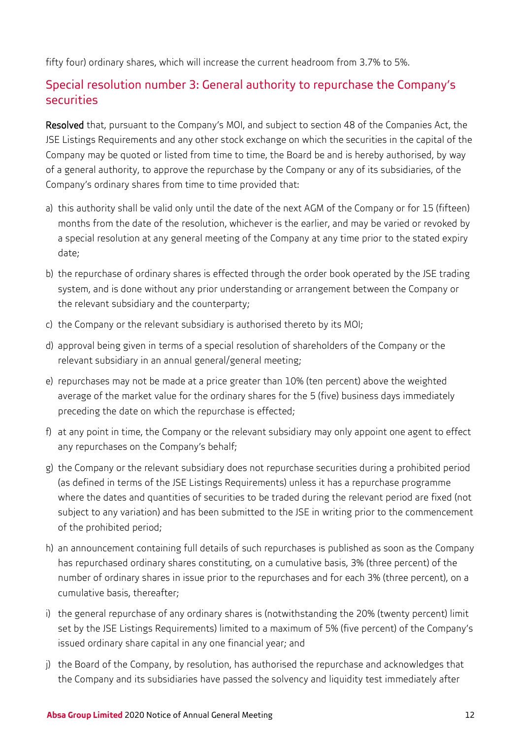fifty four) ordinary shares, which will increase the current headroom from 3.7% to 5%.

## Special resolution number 3: General authority to repurchase the Company's securities

**Resolved** that, pursuant to the Company's MOI, and subject to section 48 of the Companies Act, the JSE Listings Requirements and any other stock exchange on which the securities in the capital of the Company may be quoted or listed from time to time, the Board be and is hereby authorised, by way of a general authority, to approve the repurchase by the Company or any of its subsidiaries, of the Company's ordinary shares from time to time provided that:

a) this authority shall be valid only until the date of the next AGM of the Company or for 15 (fifteen) months from the date of the resolution, whichever is the earlier, and may be varied or revoked by a special resolution at any general meeting of the Company at any time prior to the stated expiry date;

b) the repurchase of ordinary shares is effected through the order book operated by the JSE trading system, and is done without any prior understanding or arrangement between the Company or the relevant subsidiary and the counterparty;

c) the Company or the relevant subsidiary is authorised thereto by its MOI;

d) approval being given in terms of a special resolution of shareholders of the Company or the relevant subsidiary in an annual general/general meeting;

e) repurchases may not be made at a price greater than 10% (ten percent) above the weighted average of the market value for the ordinary shares for the 5 (five) business days immediately preceding the date on which the repurchase is effected;

f) at any point in time, the Company or the relevant subsidiary may only appoint one agent to effect any repurchases on the Company's behalf;

g) the Company or the relevant subsidiary does not repurchase securities during a prohibited period (as defined in terms of the JSE Listings Requirements) unless it has a repurchase programme where the dates and quantities of securities to be traded during the relevant period are fixed (not subject to any variation) and has been submitted to the JSE in writing prior to the commencement of the prohibited period;

h) an announcement containing full details of such repurchases is published as soon as the Company has repurchased ordinary shares constituting, on a cumulative basis, 3% (three percent) of the number of ordinary shares in issue prior to the repurchases and for each 3% (three percent), on a cumulative basis, thereafter;

i) the general repurchase of any ordinary shares is (notwithstanding the 20% (twenty percent) limit set by the JSE Listings Requirements) limited to a maximum of 5% (five percent) of the Company's issued ordinary share capital in any one financial year; and

j) the Board of the Company, by resolution, has authorised the repurchase and acknowledges that the Company and its subsidiaries have passed the solvency and liquidity test immediately after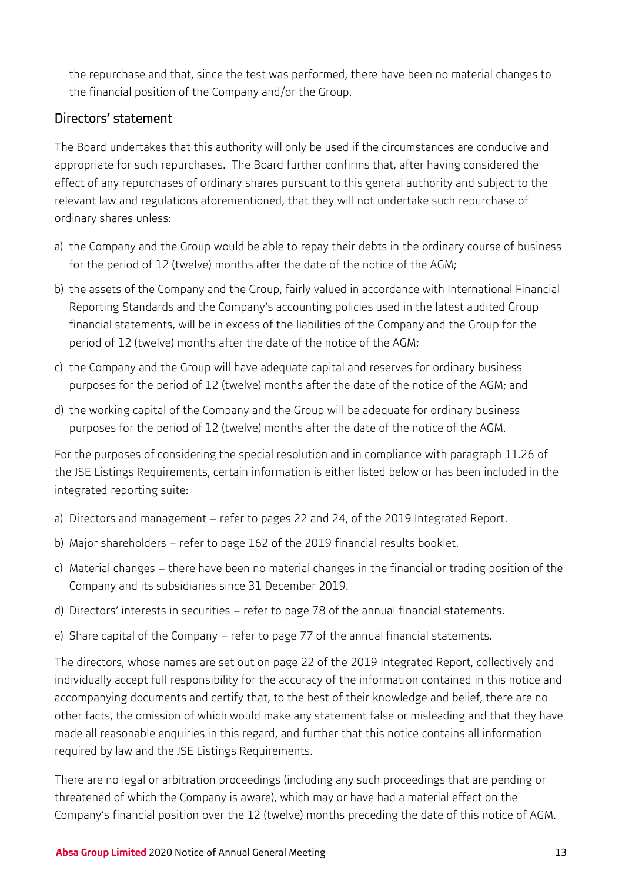the repurchase and that, since the test was performed, there have been no material changes to the financial position of the Company and/or the Group.

## Directors' statement

The Board undertakes that this authority will only be used if the circumstances are conducive and appropriate for such repurchases. The Board further confirms that, after having considered the effect of any repurchases of ordinary shares pursuant to this general authority and subject to the relevant law and regulations aforementioned, that they will not undertake such repurchase of ordinary shares unless:

a) the Company and the Group would be able to repay their debts in the ordinary course of business for the period of 12 (twelve) months after the date of the notice of the AGM;

b) the assets of the Company and the Group, fairly valued in accordance with International Financial Reporting Standards and the Company's accounting policies used in the latest audited Group financial statements, will be in excess of the liabilities of the Company and the Group for the period of 12 (twelve) months after the date of the notice of the AGM;

c) the Company and the Group will have adequate capital and reserves for ordinary business purposes for the period of 12 (twelve) months after the date of the notice of the AGM; and

d) the working capital of the Company and the Group will be adequate for ordinary business purposes for the period of 12 (twelve) months after the date of the notice of the AGM.

For the purposes of considering the special resolution and in compliance with paragraph 11.26 of the JSE Listings Requirements, certain information is either listed below or has been included in the integrated reporting suite:

a) Directors and management – refer to pages 22 and 24, of the 2019 Integrated Report.

b) Major shareholders – refer to page 162 of the 2019 financial results booklet.

c) Material changes – there have been no material changes in the financial or trading position of the Company and its subsidiaries since 31 December 2019.

d) Directors' interests in securities – refer to page 78 of the annual financial statements.

e) Share capital of the Company – refer to page 77 of the annual financial statements.

The directors, whose names are set out on page 22 of the 2019 Integrated Report, collectively and individually accept full responsibility for the accuracy of the information contained in this notice and accompanying documents and certify that, to the best of their knowledge and belief, there are no other facts, the omission of which would make any statement false or misleading and that they have made all reasonable enquiries in this regard, and further that this notice contains all information required by law and the JSE Listings Requirements.

There are no legal or arbitration proceedings (including any such proceedings that are pending or threatened of which the Company is aware), which may or have had a material effect on the Company's financial position over the 12 (twelve) months preceding the date of this notice of AGM.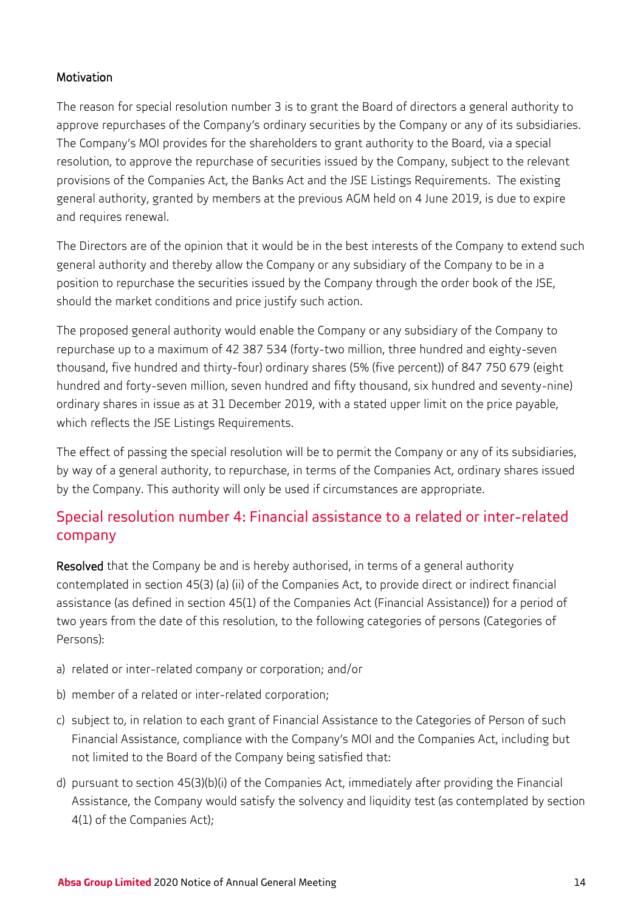### Motivation

The reason for special resolution number 3 is to grant the Board of directors a general authority to approve repurchases of the Company's ordinary securities by the Company or any of its subsidiaries. The Company's MOI provides for the shareholders to grant authority to the Board, via a special resolution, to approve the repurchase of securities issued by the Company, subject to the relevant provisions of the Companies Act, the Banks Act and the JSE Listings Requirements. The existing general authority, granted by members at the previous AGM held on 4 June 2019, is due to expire and requires renewal.

The Directors are of the opinion that it would be in the best interests of the Company to extend such general authority and thereby allow the Company or any subsidiary of the Company to be in a position to repurchase the securities issued by the Company through the order book of the JSE, should the market conditions and price justify such action.

The proposed general authority would enable the Company or any subsidiary of the Company to repurchase up to a maximum of 42 387 534 (forty-two million, three hundred and eighty-seven thousand, five hundred and thirty-four) ordinary shares (5% (five percent)) of 847 750 679 (eight hundred and forty-seven million, seven hundred and fifty thousand, six hundred and seventy-nine) ordinary shares in issue as at 31 December 2019, with a stated upper limit on the price payable, which reflects the JSE Listings Requirements.

The effect of passing the special resolution will be to permit the Company or any of its subsidiaries, by way of a general authority, to repurchase, in terms of the Companies Act, ordinary shares issued by the Company. This authority will only be used if circumstances are appropriate.

## Special resolution number 4: Financial assistance to a related or inter-related company

**Resolved** that the Company be and is hereby authorised, in terms of a general authority contemplated in section 45(3) (a) (ii) of the Companies Act, to provide direct or indirect financial assistance (as defined in section 45(1) of the Companies Act (Financial Assistance)) for a period of two years from the date of this resolution, to the following categories of persons (Categories of Persons):

a) related or inter-related company or corporation; and/or

b) member of a related or inter-related corporation;

c) subject to, in relation to each grant of Financial Assistance to the Categories of Person of such Financial Assistance, compliance with the Company's MOI and the Companies Act, including but not limited to the Board of the Company being satisfied that:

d) pursuant to section 45(3)(b)(i) of the Companies Act, immediately after providing the Financial Assistance, the Company would satisfy the solvency and liquidity test (as contemplated by section 4(1) of the Companies Act);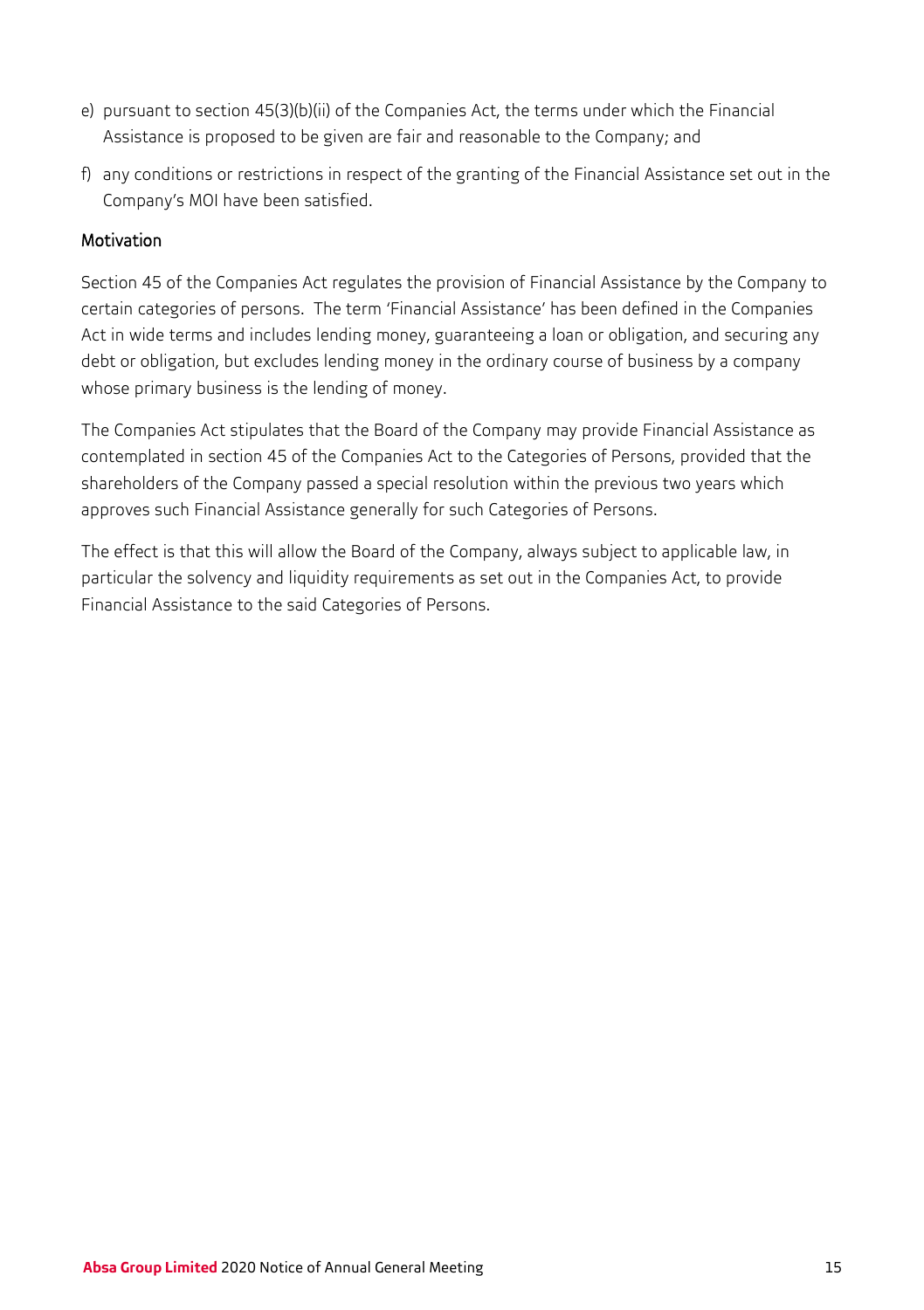e) pursuant to section 45(3)(b)(ii) of the Companies Act, the terms under which the Financial Assistance is proposed to be given are fair and reasonable to the Company; and

f) any conditions or restrictions in respect of the granting of the Financial Assistance set out in the Company's MOI have been satisfied.

### Motivation

Section 45 of the Companies Act regulates the provision of Financial Assistance by the Company to certain categories of persons. The term 'Financial Assistance' has been defined in the Companies Act in wide terms and includes lending money, guaranteeing a loan or obligation, and securing any debt or obligation, but excludes lending money in the ordinary course of business by a company whose primary business is the lending of money.

The Companies Act stipulates that the Board of the Company may provide Financial Assistance as contemplated in section 45 of the Companies Act to the Categories of Persons, provided that the shareholders of the Company passed a special resolution within the previous two years which approves such Financial Assistance generally for such Categories of Persons.

The effect is that this will allow the Board of the Company, always subject to applicable law, in particular the solvency and liquidity requirements as set out in the Companies Act, to provide Financial Assistance to the said Categories of Persons.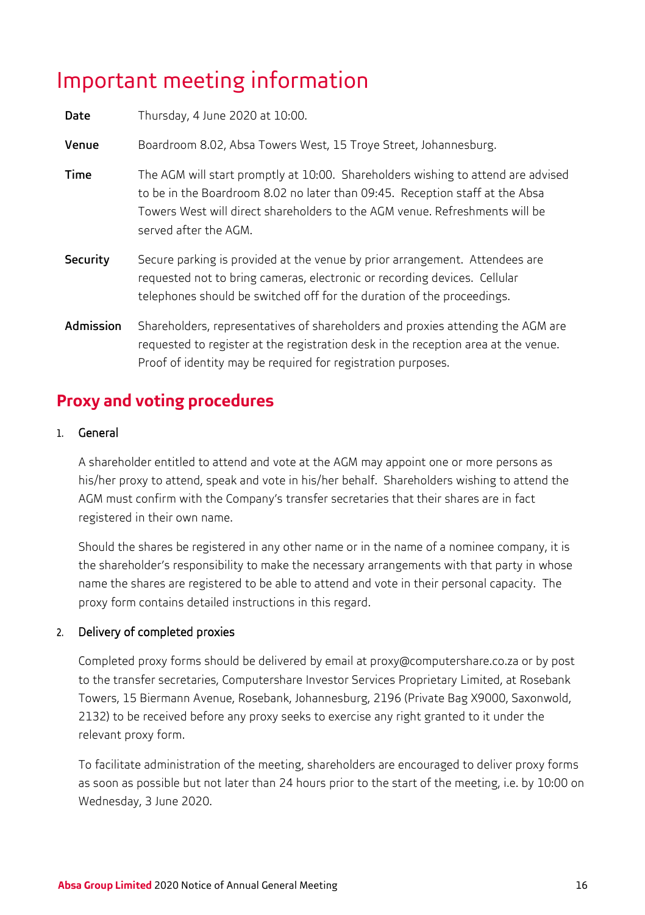# Important meeting information

| | |
|---|---|
| **Date** | Thursday, 4 June 2020 at 10:00. |
| **Venue** | Boardroom 8.02, Absa Towers West, 15 Troye Street, Johannesburg. |
| **Time** | The AGM will start promptly at 10:00. Shareholders wishing to attend are advised to be in the Boardroom 8.02 no later than 09:45. Reception staff at the Absa Towers West will direct shareholders to the AGM venue. Refreshments will be served after the AGM. |
| **Security** | Secure parking is provided at the venue by prior arrangement. Attendees are requested not to bring cameras, electronic or recording devices. Cellular telephones should be switched off for the duration of the proceedings. |
| **Admission** | Shareholders, representatives of shareholders and proxies attending the AGM are requested to register at the registration desk in the reception area at the venue. Proof of identity may be required for registration purposes. |

## Proxy and voting procedures

1. General

A shareholder entitled to attend and vote at the AGM may appoint one or more persons as his/her proxy to attend, speak and vote in his/her behalf. Shareholders wishing to attend the AGM must confirm with the Company's transfer secretaries that their shares are in fact registered in their own name.

Should the shares be registered in any other name or in the name of a nominee company, it is the shareholder's responsibility to make the necessary arrangements with that party in whose name the shares are registered to be able to attend and vote in their personal capacity. The proxy form contains detailed instructions in this regard.

2. Delivery of completed proxies

Completed proxy forms should be delivered by email at proxy@computershare.co.za or by post to the transfer secretaries, Computershare Investor Services Proprietary Limited, at Rosebank Towers, 15 Biermann Avenue, Rosebank, Johannesburg, 2196 (Private Bag X9000, Saxonwold, 2132) to be received before any proxy seeks to exercise any right granted to it under the relevant proxy form.

To facilitate administration of the meeting, shareholders are encouraged to deliver proxy forms as soon as possible but not later than 24 hours prior to the start of the meeting, i.e. by 10:00 on Wednesday, 3 June 2020.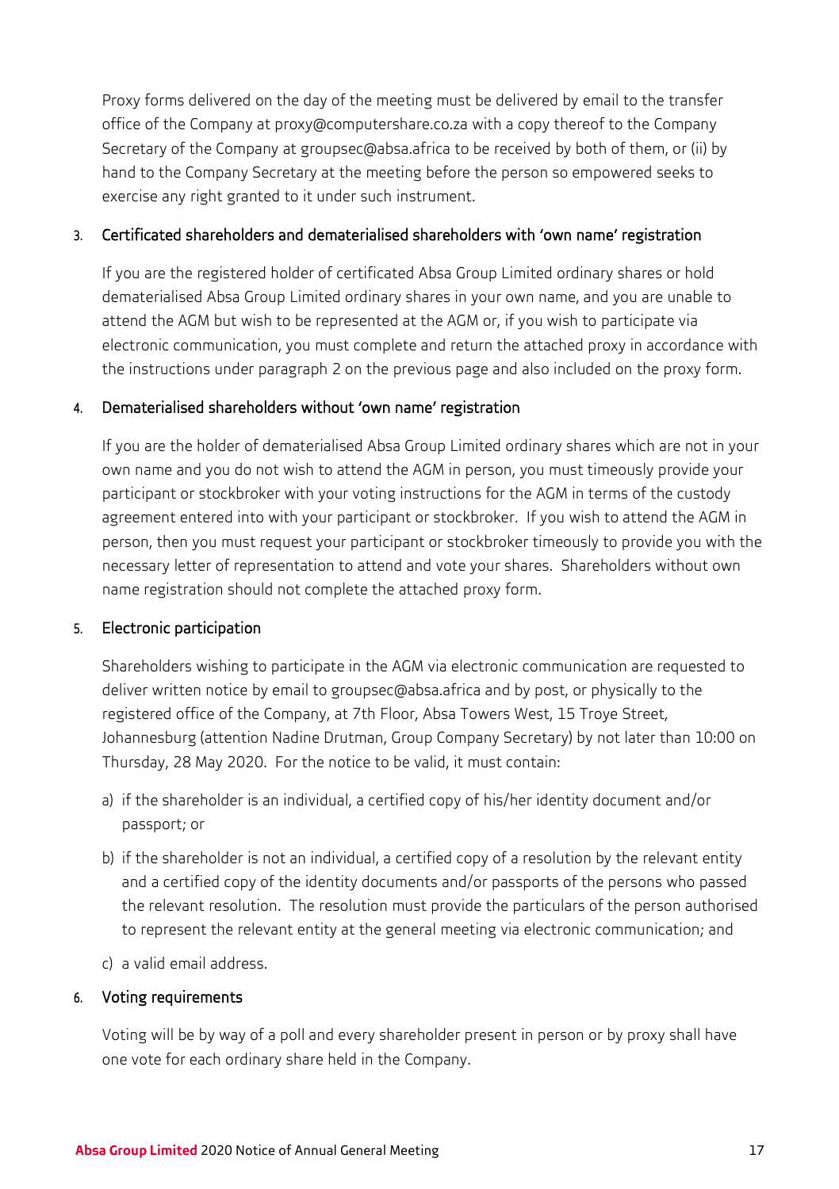Proxy forms delivered on the day of the meeting must be delivered by email to the transfer office of the Company at proxy@computershare.co.za with a copy thereof to the Company Secretary of the Company at groupsec@absa.africa to be received by both of them, or (ii) by hand to the Company Secretary at the meeting before the person so empowered seeks to exercise any right granted to it under such instrument.

3. Certificated shareholders and dematerialised shareholders with 'own name' registration

If you are the registered holder of certificated Absa Group Limited ordinary shares or hold dematerialised Absa Group Limited ordinary shares in your own name, and you are unable to attend the AGM but wish to be represented at the AGM or, if you wish to participate via electronic communication, you must complete and return the attached proxy in accordance with the instructions under paragraph 2 on the previous page and also included on the proxy form.

4. Dematerialised shareholders without 'own name' registration

If you are the holder of dematerialised Absa Group Limited ordinary shares which are not in your own name and you do not wish to attend the AGM in person, you must timeously provide your participant or stockbroker with your voting instructions for the AGM in terms of the custody agreement entered into with your participant or stockbroker. If you wish to attend the AGM in person, then you must request your participant or stockbroker timeously to provide you with the necessary letter of representation to attend and vote your shares. Shareholders without own name registration should not complete the attached proxy form.

5. Electronic participation

Shareholders wishing to participate in the AGM via electronic communication are requested to deliver written notice by email to groupsec@absa.africa and by post, or physically to the registered office of the Company, at 7th Floor, Absa Towers West, 15 Troye Street, Johannesburg (attention Nadine Drutman, Group Company Secretary) by not later than 10:00 on Thursday, 28 May 2020. For the notice to be valid, it must contain:

a) if the shareholder is an individual, a certified copy of his/her identity document and/or passport; or

b) if the shareholder is not an individual, a certified copy of a resolution by the relevant entity and a certified copy of the identity documents and/or passports of the persons who passed the relevant resolution. The resolution must provide the particulars of the person authorised to represent the relevant entity at the general meeting via electronic communication; and

c) a valid email address.

6. Voting requirements

Voting will be by way of a poll and every shareholder present in person or by proxy shall have one vote for each ordinary share held in the Company.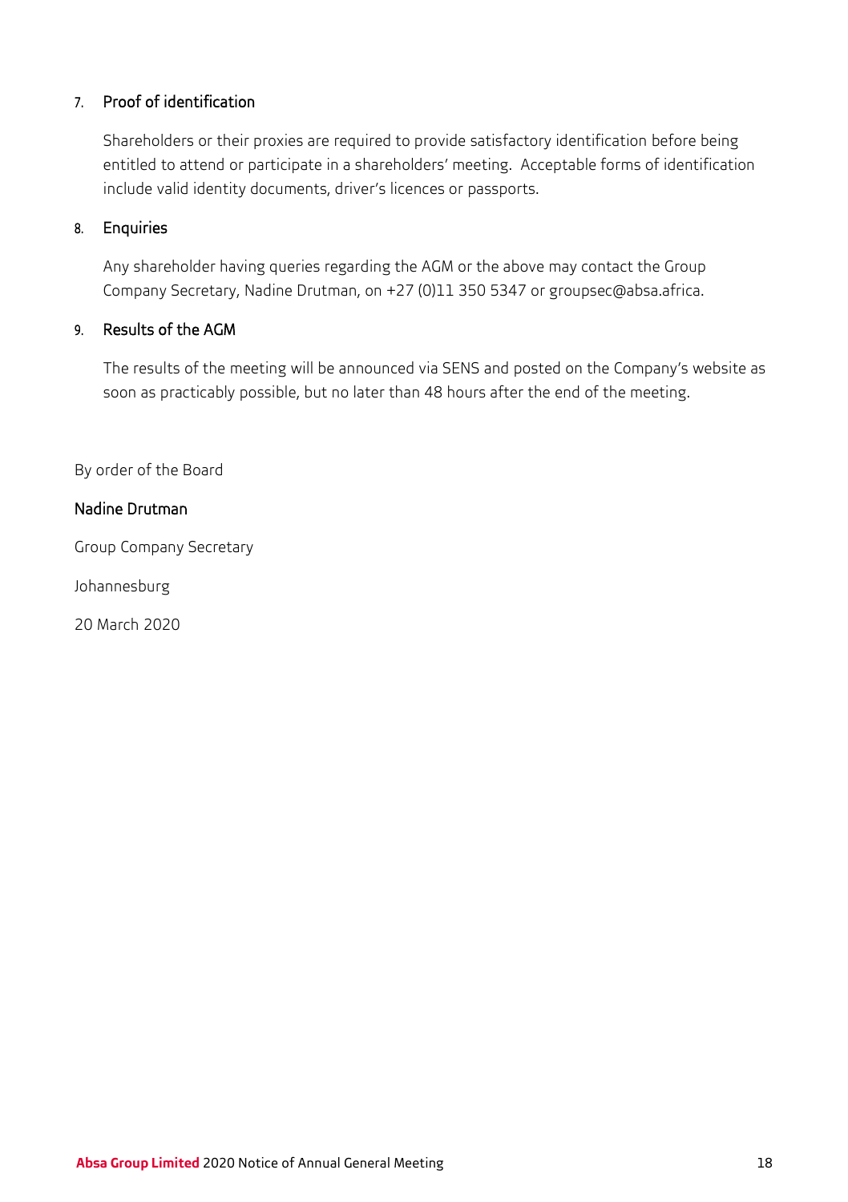## 7. Proof of identification

Shareholders or their proxies are required to provide satisfactory identification before being entitled to attend or participate in a shareholders' meeting. Acceptable forms of identification include valid identity documents, driver's licences or passports.

## 8. Enquiries

Any shareholder having queries regarding the AGM or the above may contact the Group Company Secretary, Nadine Drutman, on +27 (0)11 350 5347 or groupsec@absa.africa.

## 9. Results of the AGM

The results of the meeting will be announced via SENS and posted on the Company's website as soon as practicably possible, but no later than 48 hours after the end of the meeting.

By order of the Board

Nadine Drutman

Group Company Secretary

Johannesburg

20 March 2020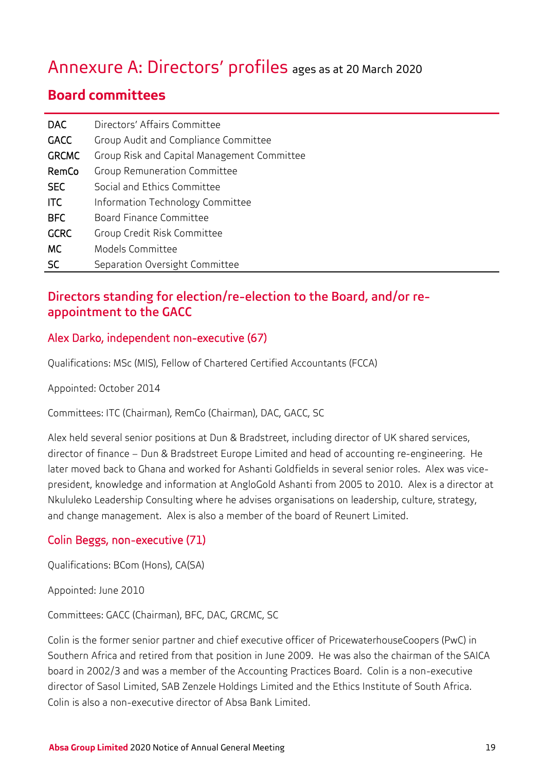# Annexure A: Directors' profiles ages as at 20 March 2020

## Board committees

| | |
|---|---|
| DAC | Directors' Affairs Committee |
| GACC | Group Audit and Compliance Committee |
| GRCMC | Group Risk and Capital Management Committee |
| RemCo | Group Remuneration Committee |
| SEC | Social and Ethics Committee |
| ITC | Information Technology Committee |
| BFC | Board Finance Committee |
| GCRC | Group Credit Risk Committee |
| MC | Models Committee |
| SC | Separation Oversight Committee |

## Directors standing for election/re-election to the Board, and/or re-appointment to the GACC

### Alex Darko, independent non-executive (67)

Qualifications: MSc (MIS), Fellow of Chartered Certified Accountants (FCCA)

Appointed: October 2014

Committees: ITC (Chairman), RemCo (Chairman), DAC, GACC, SC

Alex held several senior positions at Dun & Bradstreet, including director of UK shared services, director of finance – Dun & Bradstreet Europe Limited and head of accounting re-engineering. He later moved back to Ghana and worked for Ashanti Goldfields in several senior roles. Alex was vice-president, knowledge and information at AngloGold Ashanti from 2005 to 2010. Alex is a director at Nkululeko Leadership Consulting where he advises organisations on leadership, culture, strategy, and change management. Alex is also a member of the board of Reunert Limited.

### Colin Beggs, non-executive (71)

Qualifications: BCom (Hons), CA(SA)

Appointed: June 2010

Committees: GACC (Chairman), BFC, DAC, GRCMC, SC

Colin is the former senior partner and chief executive officer of PricewaterhouseCoopers (PwC) in Southern Africa and retired from that position in June 2009. He was also the chairman of the SAICA board in 2002/3 and was a member of the Accounting Practices Board. Colin is a non-executive director of Sasol Limited, SAB Zenzele Holdings Limited and the Ethics Institute of South Africa. Colin is also a non-executive director of Absa Bank Limited.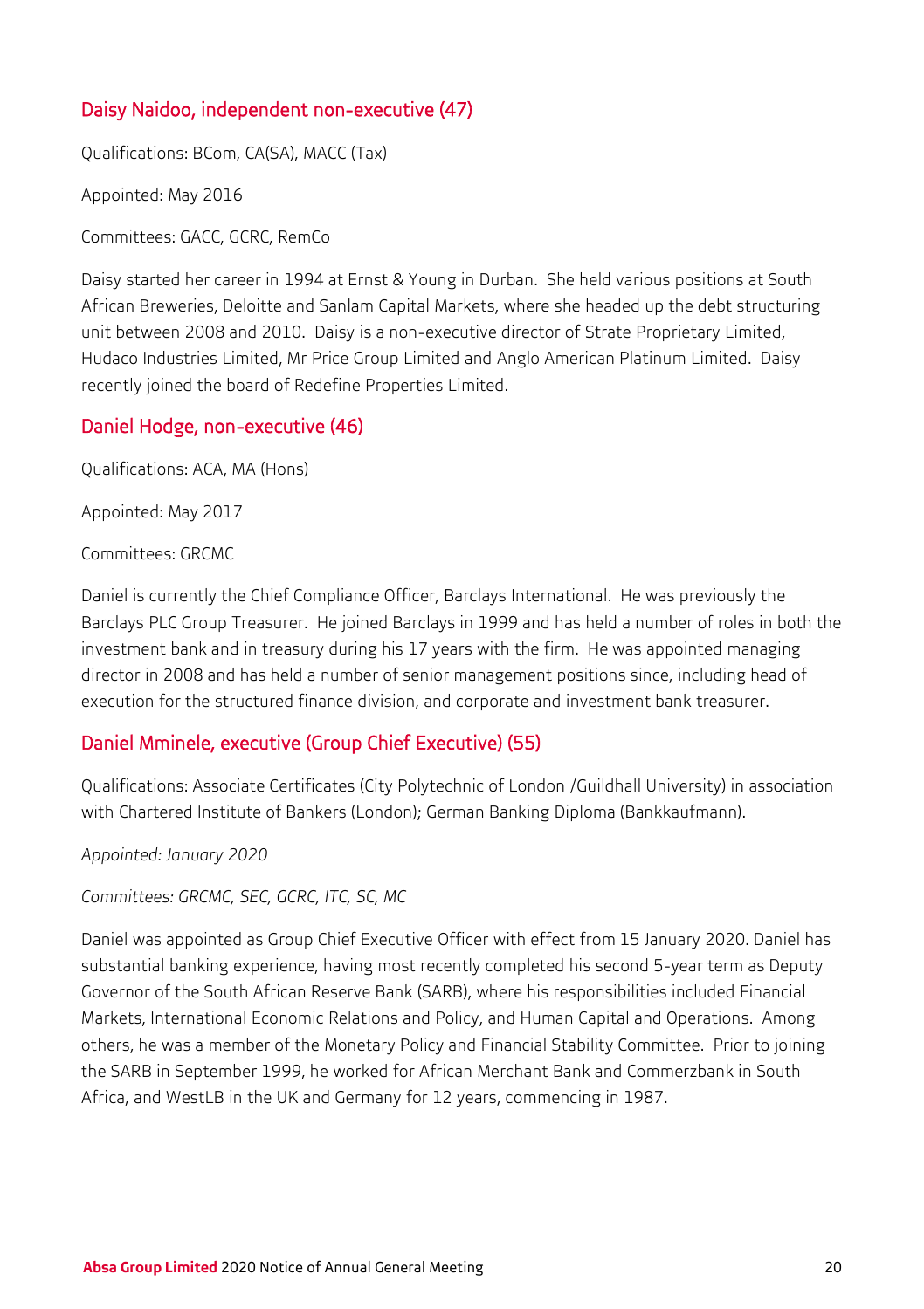### Daisy Naidoo, independent non-executive (47)

Qualifications: BCom, CA(SA), MACC (Tax)

Appointed: May 2016

Committees: GACC, GCRC, RemCo

Daisy started her career in 1994 at Ernst & Young in Durban. She held various positions at South African Breweries, Deloitte and Sanlam Capital Markets, where she headed up the debt structuring unit between 2008 and 2010. Daisy is a non-executive director of Strate Proprietary Limited, Hudaco Industries Limited, Mr Price Group Limited and Anglo American Platinum Limited. Daisy recently joined the board of Redefine Properties Limited.

### Daniel Hodge, non-executive (46)

Qualifications: ACA, MA (Hons)

Appointed: May 2017

Committees: GRCMC

Daniel is currently the Chief Compliance Officer, Barclays International. He was previously the Barclays PLC Group Treasurer. He joined Barclays in 1999 and has held a number of roles in both the investment bank and in treasury during his 17 years with the firm. He was appointed managing director in 2008 and has held a number of senior management positions since, including head of execution for the structured finance division, and corporate and investment bank treasurer.

### Daniel Mminele, executive (Group Chief Executive) (55)

Qualifications: Associate Certificates (City Polytechnic of London /Guildhall University) in association with Chartered Institute of Bankers (London); German Banking Diploma (Bankkaufmann).

*Appointed: January 2020*

*Committees: GRCMC, SEC, GCRC, ITC, SC, MC*

Daniel was appointed as Group Chief Executive Officer with effect from 15 January 2020. Daniel has substantial banking experience, having most recently completed his second 5-year term as Deputy Governor of the South African Reserve Bank (SARB), where his responsibilities included Financial Markets, International Economic Relations and Policy, and Human Capital and Operations. Among others, he was a member of the Monetary Policy and Financial Stability Committee. Prior to joining the SARB in September 1999, he worked for African Merchant Bank and Commerzbank in South Africa, and WestLB in the UK and Germany for 12 years, commencing in 1987.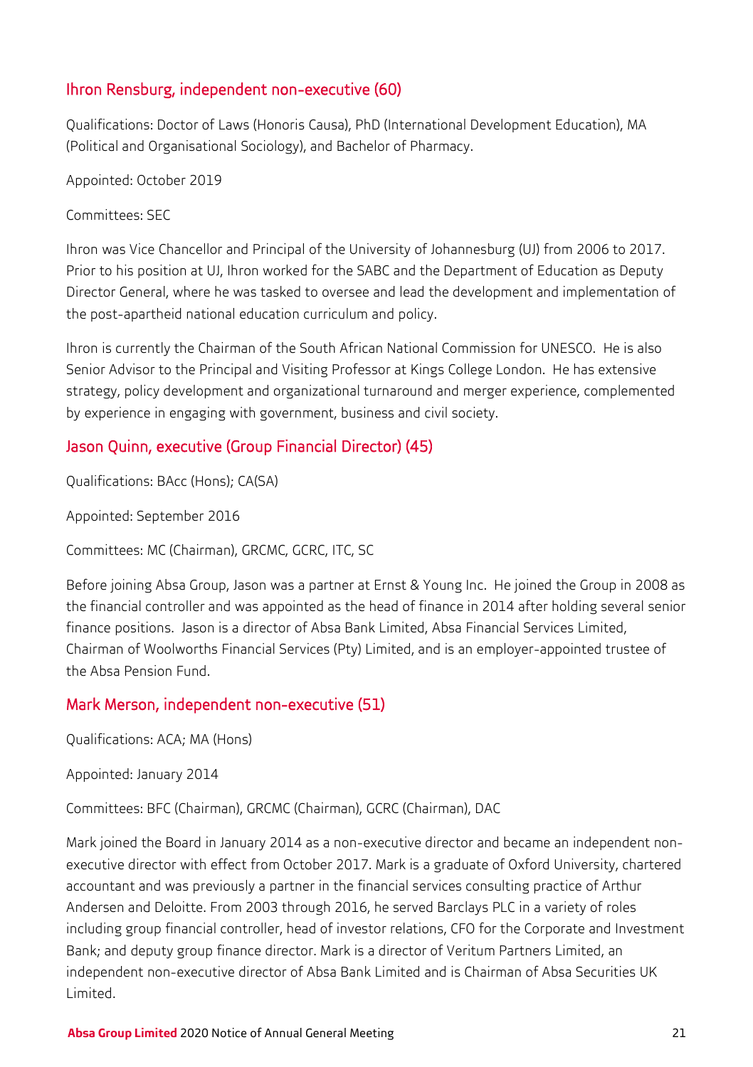### Ihron Rensburg, independent non-executive (60)

Qualifications: Doctor of Laws (Honoris Causa), PhD (International Development Education), MA (Political and Organisational Sociology), and Bachelor of Pharmacy.

Appointed: October 2019

Committees: SEC

Ihron was Vice Chancellor and Principal of the University of Johannesburg (UJ) from 2006 to 2017. Prior to his position at UJ, Ihron worked for the SABC and the Department of Education as Deputy Director General, where he was tasked to oversee and lead the development and implementation of the post-apartheid national education curriculum and policy.

Ihron is currently the Chairman of the South African National Commission for UNESCO. He is also Senior Advisor to the Principal and Visiting Professor at Kings College London. He has extensive strategy, policy development and organizational turnaround and merger experience, complemented by experience in engaging with government, business and civil society.

### Jason Quinn, executive (Group Financial Director) (45)

Qualifications: BAcc (Hons); CA(SA)

Appointed: September 2016

Committees: MC (Chairman), GRCMC, GCRC, ITC, SC

Before joining Absa Group, Jason was a partner at Ernst & Young Inc. He joined the Group in 2008 as the financial controller and was appointed as the head of finance in 2014 after holding several senior finance positions. Jason is a director of Absa Bank Limited, Absa Financial Services Limited, Chairman of Woolworths Financial Services (Pty) Limited, and is an employer-appointed trustee of the Absa Pension Fund.

### Mark Merson, independent non-executive (51)

Qualifications: ACA; MA (Hons)

Appointed: January 2014

Committees: BFC (Chairman), GRCMC (Chairman), GCRC (Chairman), DAC

Mark joined the Board in January 2014 as a non-executive director and became an independent non-executive director with effect from October 2017. Mark is a graduate of Oxford University, chartered accountant and was previously a partner in the financial services consulting practice of Arthur Andersen and Deloitte. From 2003 through 2016, he served Barclays PLC in a variety of roles including group financial controller, head of investor relations, CFO for the Corporate and Investment Bank; and deputy group finance director. Mark is a director of Veritum Partners Limited, an independent non-executive director of Absa Bank Limited and is Chairman of Absa Securities UK Limited.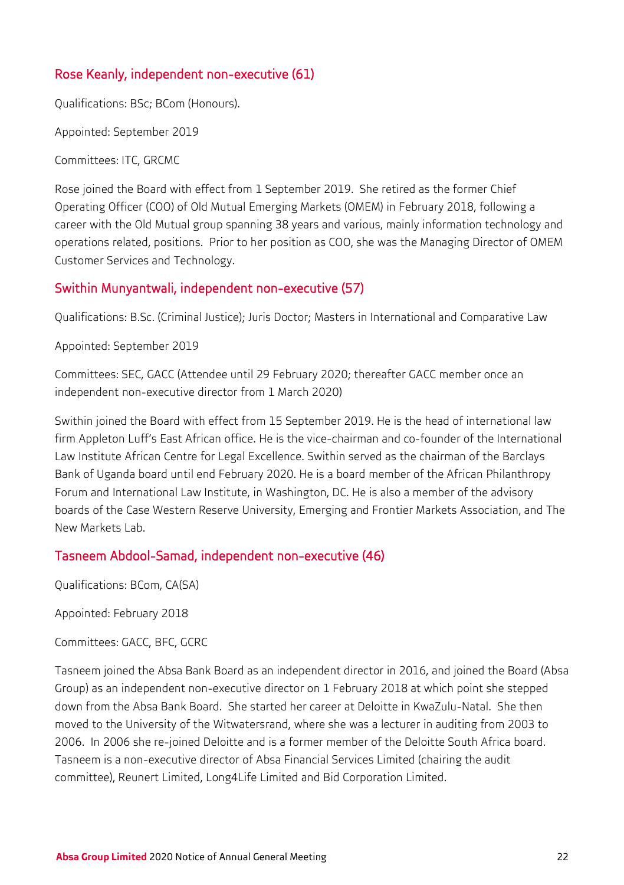## Rose Keanly, independent non-executive (61)

Qualifications: BSc; BCom (Honours).

Appointed: September 2019

Committees: ITC, GRCMC

Rose joined the Board with effect from 1 September 2019. She retired as the former Chief Operating Officer (COO) of Old Mutual Emerging Markets (OMEM) in February 2018, following a career with the Old Mutual group spanning 38 years and various, mainly information technology and operations related, positions. Prior to her position as COO, she was the Managing Director of OMEM Customer Services and Technology.

## Swithin Munyantwali, independent non-executive (57)

Qualifications: B.Sc. (Criminal Justice); Juris Doctor; Masters in International and Comparative Law

Appointed: September 2019

Committees: SEC, GACC (Attendee until 29 February 2020; thereafter GACC member once an independent non-executive director from 1 March 2020)

Swithin joined the Board with effect from 15 September 2019. He is the head of international law firm Appleton Luff's East African office. He is the vice-chairman and co-founder of the International Law Institute African Centre for Legal Excellence. Swithin served as the chairman of the Barclays Bank of Uganda board until end February 2020. He is a board member of the African Philanthropy Forum and International Law Institute, in Washington, DC. He is also a member of the advisory boards of the Case Western Reserve University, Emerging and Frontier Markets Association, and The New Markets Lab.

## Tasneem Abdool-Samad, independent non-executive (46)

Qualifications: BCom, CA(SA)

Appointed: February 2018

Committees: GACC, BFC, GCRC

Tasneem joined the Absa Bank Board as an independent director in 2016, and joined the Board (Absa Group) as an independent non-executive director on 1 February 2018 at which point she stepped down from the Absa Bank Board. She started her career at Deloitte in KwaZulu-Natal. She then moved to the University of the Witwatersrand, where she was a lecturer in auditing from 2003 to 2006. In 2006 she re-joined Deloitte and is a former member of the Deloitte South Africa board. Tasneem is a non-executive director of Absa Financial Services Limited (chairing the audit committee), Reunert Limited, Long4Life Limited and Bid Corporation Limited.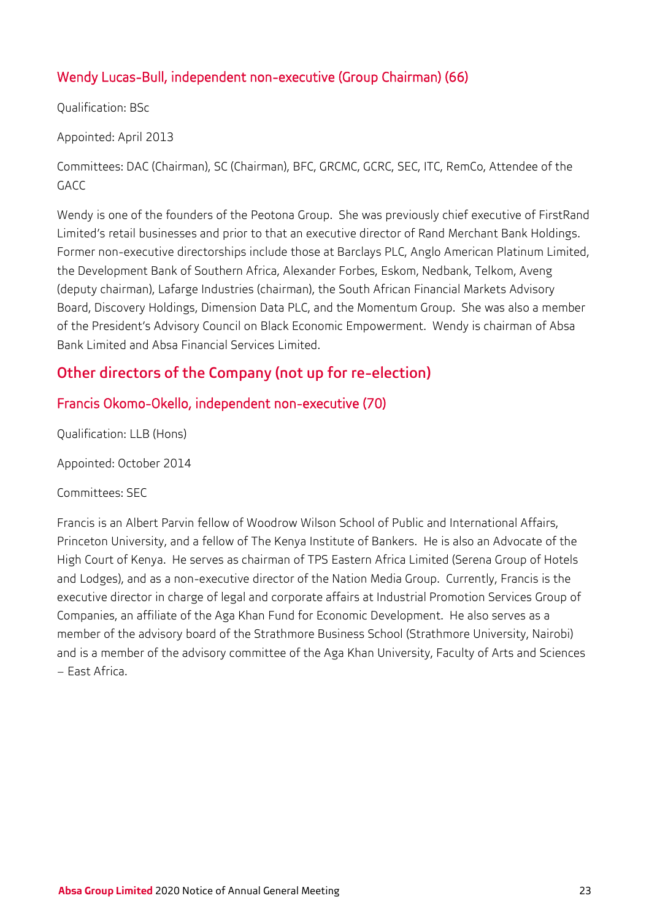### Wendy Lucas-Bull, independent non-executive (Group Chairman) (66)

Qualification: BSc

Appointed: April 2013

Committees: DAC (Chairman), SC (Chairman), BFC, GRCMC, GCRC, SEC, ITC, RemCo, Attendee of the GACC

Wendy is one of the founders of the Peotona Group. She was previously chief executive of FirstRand Limited's retail businesses and prior to that an executive director of Rand Merchant Bank Holdings. Former non-executive directorships include those at Barclays PLC, Anglo American Platinum Limited, the Development Bank of Southern Africa, Alexander Forbes, Eskom, Nedbank, Telkom, Aveng (deputy chairman), Lafarge Industries (chairman), the South African Financial Markets Advisory Board, Discovery Holdings, Dimension Data PLC, and the Momentum Group. She was also a member of the President's Advisory Council on Black Economic Empowerment. Wendy is chairman of Absa Bank Limited and Absa Financial Services Limited.

## Other directors of the Company (not up for re-election)

### Francis Okomo-Okello, independent non-executive (70)

Qualification: LLB (Hons)

Appointed: October 2014

Committees: SEC

Francis is an Albert Parvin fellow of Woodrow Wilson School of Public and International Affairs, Princeton University, and a fellow of The Kenya Institute of Bankers. He is also an Advocate of the High Court of Kenya. He serves as chairman of TPS Eastern Africa Limited (Serena Group of Hotels and Lodges), and as a non-executive director of the Nation Media Group. Currently, Francis is the executive director in charge of legal and corporate affairs at Industrial Promotion Services Group of Companies, an affiliate of the Aga Khan Fund for Economic Development. He also serves as a member of the advisory board of the Strathmore Business School (Strathmore University, Nairobi) and is a member of the advisory committee of the Aga Khan University, Faculty of Arts and Sciences – East Africa.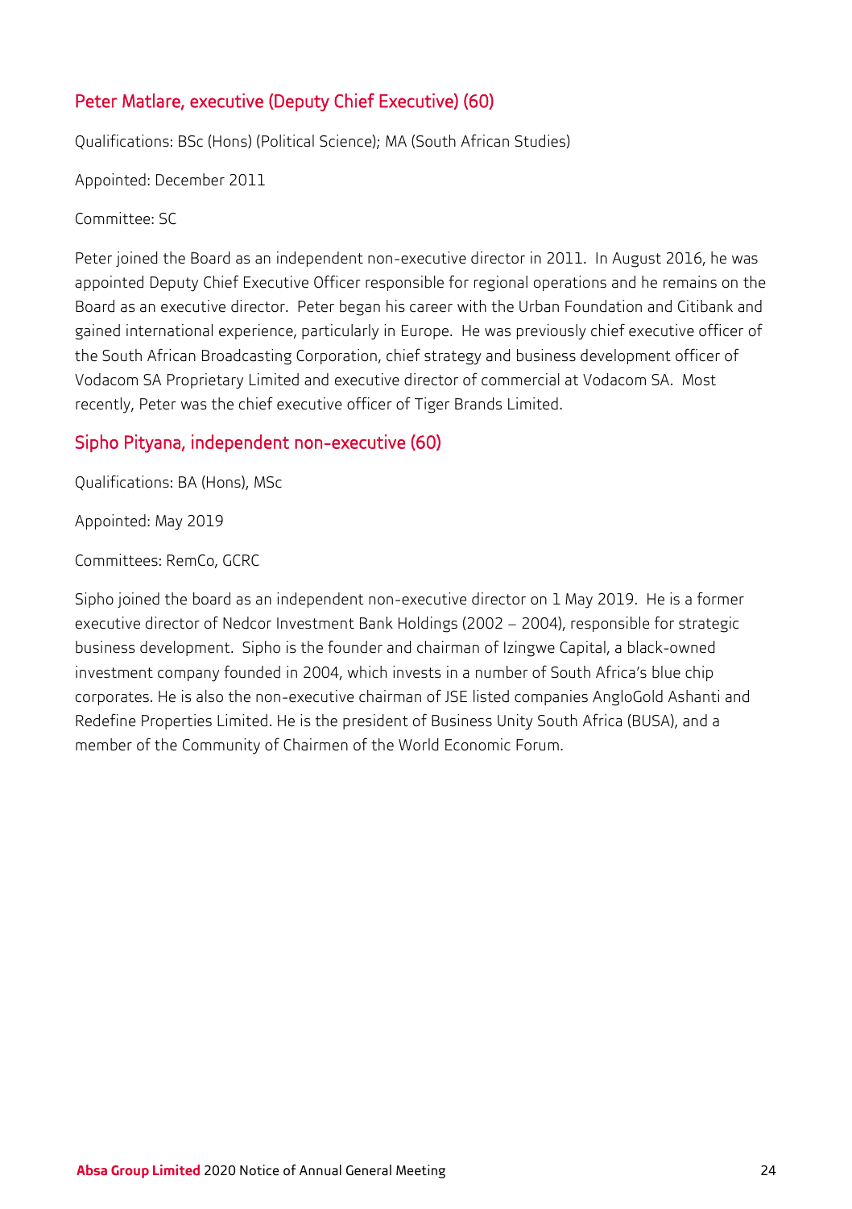## Peter Matlare, executive (Deputy Chief Executive) (60)

Qualifications: BSc (Hons) (Political Science); MA (South African Studies)

Appointed: December 2011

Committee: SC

Peter joined the Board as an independent non-executive director in 2011. In August 2016, he was appointed Deputy Chief Executive Officer responsible for regional operations and he remains on the Board as an executive director. Peter began his career with the Urban Foundation and Citibank and gained international experience, particularly in Europe. He was previously chief executive officer of the South African Broadcasting Corporation, chief strategy and business development officer of Vodacom SA Proprietary Limited and executive director of commercial at Vodacom SA. Most recently, Peter was the chief executive officer of Tiger Brands Limited.

## Sipho Pityana, independent non-executive (60)

Qualifications: BA (Hons), MSc

Appointed: May 2019

Committees: RemCo, GCRC

Sipho joined the board as an independent non-executive director on 1 May 2019. He is a former executive director of Nedcor Investment Bank Holdings (2002 – 2004), responsible for strategic business development. Sipho is the founder and chairman of Izingwe Capital, a black-owned investment company founded in 2004, which invests in a number of South Africa's blue chip corporates. He is also the non-executive chairman of JSE listed companies AngloGold Ashanti and Redefine Properties Limited. He is the president of Business Unity South Africa (BUSA), and a member of the Community of Chairmen of the World Economic Forum.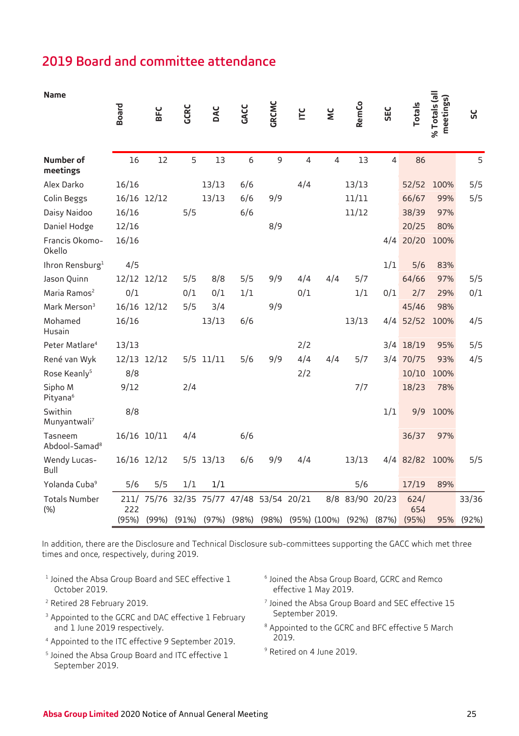## 2019 Board and committee attendance

| Name | Board | BFC | GCRC | DAC | GACC | GRCMC | ITC | MC | RemCo | SEC | Totals | % Totals (all meetings) | SC |
|---|---|---|---|---|---|---|---|---|---|---|---|---|---|
| **Number of meetings** | 16 | 12 | 5 | 13 | 6 | 9 | 4 | 4 | 13 | 4 | 86 | | 5 |
| Alex Darko | 16/16 | | | 13/13 | 6/6 | | 4/4 | | 13/13 | | 52/52 | 100% | 5/5 |
| Colin Beggs | 16/16 | 12/12 | | 13/13 | 6/6 | 9/9 | | | 11/11 | | 66/67 | 99% | 5/5 |
| Daisy Naidoo | 16/16 | | 5/5 | | 6/6 | | | | 11/12 | | 38/39 | 97% | |
| Daniel Hodge | 12/16 | | | | | 8/9 | | | | | 20/25 | 80% | |
| Francis Okomo-Okello | 16/16 | | | | | | | | | 4/4 | 20/20 | 100% | |
| Ihron Rensburg[1] | 4/5 | | | | | | | | | 1/1 | 5/6 | 83% | |
| Jason Quinn | 12/12 | 12/12 | 5/5 | 8/8 | 5/5 | 9/9 | 4/4 | 4/4 | 5/7 | | 64/66 | 97% | 5/5 |
| Maria Ramos[2] | 0/1 | | 0/1 | 0/1 | 1/1 | | 0/1 | | 1/1 | 0/1 | 2/7 | 29% | 0/1 |
| Mark Merson[3] | 16/16 | 12/12 | 5/5 | 3/4 | | 9/9 | | | | | 45/46 | 98% | |
| Mohamed Husain | 16/16 | | | 13/13 | 6/6 | | | | 13/13 | 4/4 | 52/52 | 100% | 4/5 |
| Peter Matlare[4] | 13/13 | | | | | | 2/2 | | | 3/4 | 18/19 | 95% | 5/5 |
| René van Wyk | 12/13 | 12/12 | 5/5 | 11/11 | 5/6 | 9/9 | 4/4 | 4/4 | 5/7 | 3/4 | 70/75 | 93% | 4/5 |
| Rose Keanly[5] | 8/8 | | | | | | 2/2 | | | | 10/10 | 100% | |
| Sipho M Pityana[6] | 9/12 | | 2/4 | | | | | | 7/7 | | 18/23 | 78% | |
| Swithin Munyantwali[7] | 8/8 | | | | | | | | | 1/1 | 9/9 | 100% | |
| Tasneem Abdool-Samad[8] | 16/16 | 10/11 | 4/4 | | 6/6 | | | | | | 36/37 | 97% | |
| Wendy Lucas-Bull | 16/16 | 12/12 | 5/5 | 13/13 | 6/6 | 9/9 | 4/4 | | 13/13 | 4/4 | 82/82 | 100% | 5/5 |
| Yolanda Cuba[9] | 5/6 | 5/5 | 1/1 | 1/1 | | | | | 5/6 | | 17/19 | 89% | |
| Totals Number (%) | 211/222 (95%) | 75/76 (99%) | 32/35 (91%) | 75/77 (97%) | 47/48 (98%) | 53/54 (98%) | 20/21 (95%) | 8/8 (100%) | 83/90 (92%) | 20/23 (87%) | 624/654 (95%) | 95% | 33/36 (92%) |

In addition, there are the Disclosure and Technical Disclosure sub-committees supporting the GACC which met three times and once, respectively, during 2019.

[1] Joined the Absa Group Board and SEC effective 1 October 2019.

[2] Retired 28 February 2019.

[3] Appointed to the GCRC and DAC effective 1 February and 1 June 2019 respectively.

[4] Appointed to the ITC effective 9 September 2019.

[5] Joined the Absa Group Board and ITC effective 1 September 2019.

[6] Joined the Absa Group Board, GCRC and Remco effective 1 May 2019.

[7] Joined the Absa Group Board and SEC effective 15 September 2019.

[8] Appointed to the GCRC and BFC effective 5 March 2019.

[9] Retired on 4 June 2019.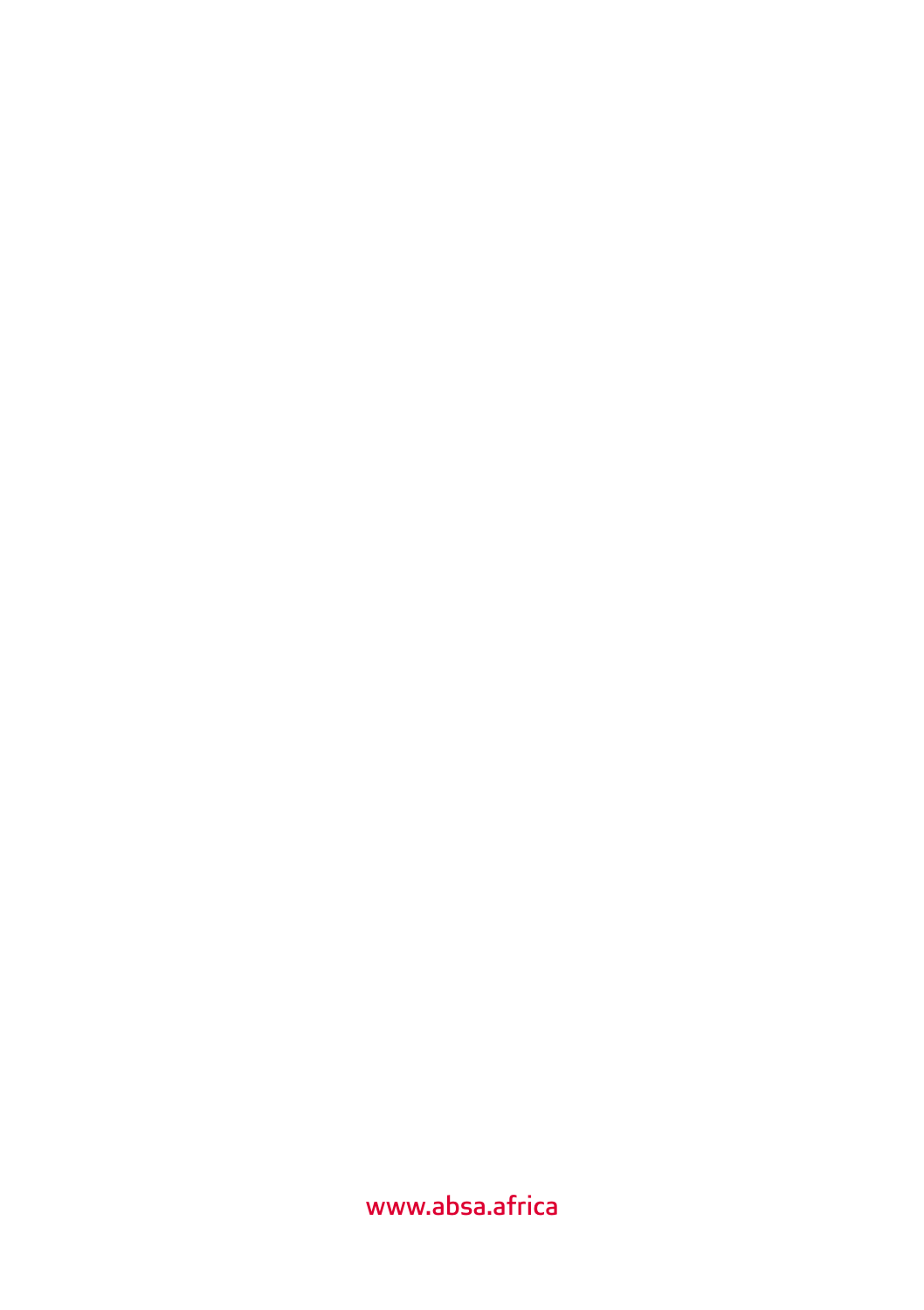www.absa.africa